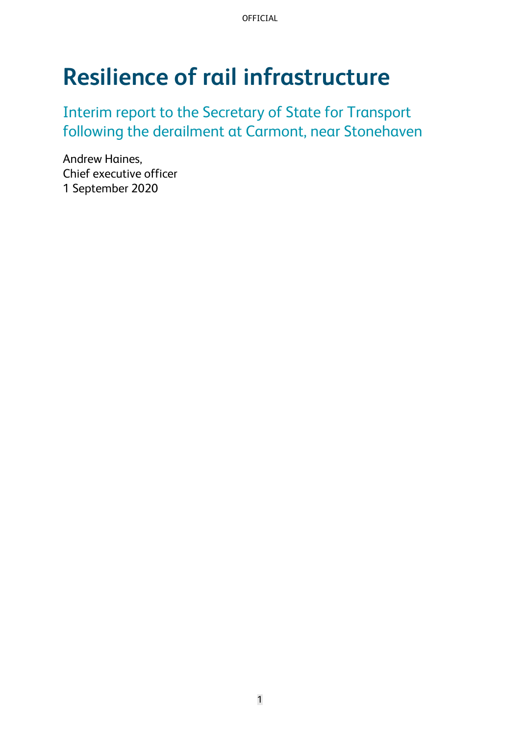# Resilience of rail infrastructure

## Interim report to the Secretary of State for Transport following the derailment at Carmont, near Stonehaven

Andrew Haines,
Chief executive officer
1 September 2020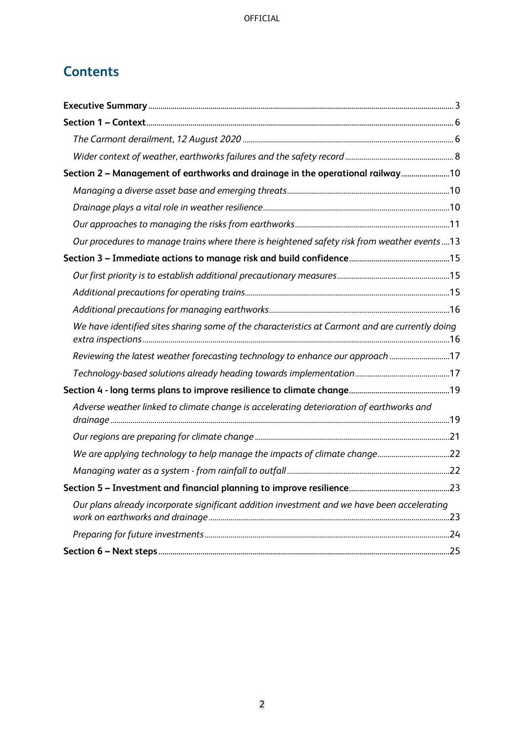## Contents

**Executive Summary** ... 3

**Section 1 – Context** ... 6

- *The Carmont derailment, 12 August 2020* ... 6
- *Wider context of weather, earthworks failures and the safety record* ... 8

**Section 2 – Management of earthworks and drainage in the operational railway** ... 10

- *Managing a diverse asset base and emerging threats* ... 10
- *Drainage plays a vital role in weather resilience* ... 10
- *Our approaches to managing the risks from earthworks* ... 11
- *Our procedures to manage trains where there is heightened safety risk from weather events* ... 13

**Section 3 – Immediate actions to manage risk and build confidence** ... 15

- *Our first priority is to establish additional precautionary measures* ... 15
- *Additional precautions for operating trains* ... 15
- *Additional precautions for managing earthworks* ... 16
- *We have identified sites sharing some of the characteristics at Carmont and are currently doing extra inspections* ... 16
- *Reviewing the latest weather forecasting technology to enhance our approach* ... 17
- *Technology-based solutions already heading towards implementation* ... 17

**Section 4 - long terms plans to improve resilience to climate change** ... 19

- *Adverse weather linked to climate change is accelerating deterioration of earthworks and drainage* ... 19
- *Our regions are preparing for climate change* ... 21
- *We are applying technology to help manage the impacts of climate change* ... 22
- *Managing water as a system - from rainfall to outfall* ... 22

**Section 5 – Investment and financial planning to improve resilience** ... 23

- *Our plans already incorporate significant addition investment and we have been accelerating work on earthworks and drainage* ... 23
- *Preparing for future investments* ... 24

**Section 6 – Next steps** ... 25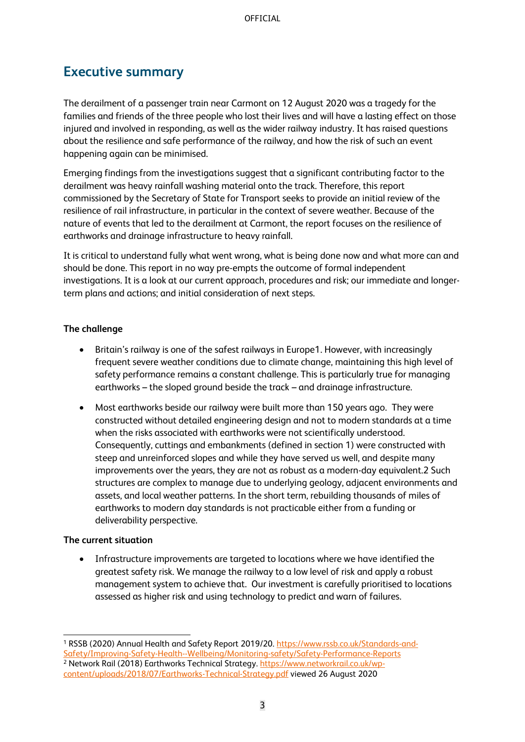## Executive summary

The derailment of a passenger train near Carmont on 12 August 2020 was a tragedy for the families and friends of the three people who lost their lives and will have a lasting effect on those injured and involved in responding, as well as the wider railway industry. It has raised questions about the resilience and safe performance of the railway, and how the risk of such an event happening again can be minimised.

Emerging findings from the investigations suggest that a significant contributing factor to the derailment was heavy rainfall washing material onto the track. Therefore, this report commissioned by the Secretary of State for Transport seeks to provide an initial review of the resilience of rail infrastructure, in particular in the context of severe weather. Because of the nature of events that led to the derailment at Carmont, the report focuses on the resilience of earthworks and drainage infrastructure to heavy rainfall.

It is critical to understand fully what went wrong, what is being done now and what more can and should be done. This report in no way pre-empts the outcome of formal independent investigations. It is a look at our current approach, procedures and risk; our immediate and longer-term plans and actions; and initial consideration of next steps.

**The challenge**

- Britain's railway is one of the safest railways in Europe[1]. However, with increasingly frequent severe weather conditions due to climate change, maintaining this high level of safety performance remains a constant challenge. This is particularly true for managing earthworks – the sloped ground beside the track – and drainage infrastructure.
- Most earthworks beside our railway were built more than 150 years ago. They were constructed without detailed engineering design and not to modern standards at a time when the risks associated with earthworks were not scientifically understood. Consequently, cuttings and embankments (defined in section 1) were constructed with steep and unreinforced slopes and while they have served us well, and despite many improvements over the years, they are not as robust as a modern-day equivalent.[2] Such structures are complex to manage due to underlying geology, adjacent environments and assets, and local weather patterns. In the short term, rebuilding thousands of miles of earthworks to modern day standards is not practicable either from a funding or deliverability perspective.

**The current situation**

- Infrastructure improvements are targeted to locations where we have identified the greatest safety risk. We manage the railway to a low level of risk and apply a robust management system to achieve that. Our investment is carefully prioritised to locations assessed as higher risk and using technology to predict and warn of failures.

---

[1] RSSB (2020) Annual Health and Safety Report 2019/20. https://www.rssb.co.uk/Standards-and-Safety/Improving-Safety-Health--Wellbeing/Monitoring-safety/Safety-Performance-Reports

[2] Network Rail (2018) Earthworks Technical Strategy. https://www.networkrail.co.uk/wp-content/uploads/2018/07/Earthworks-Technical-Strategy.pdf viewed 26 August 2020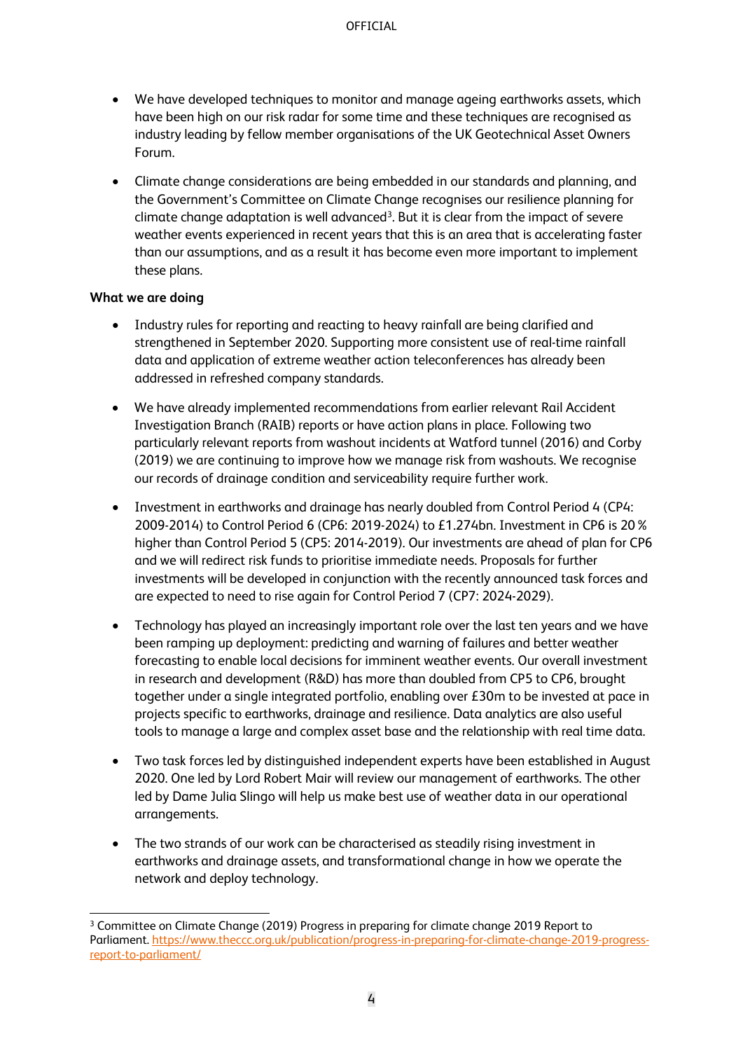- We have developed techniques to monitor and manage ageing earthworks assets, which have been high on our risk radar for some time and these techniques are recognised as industry leading by fellow member organisations of the UK Geotechnical Asset Owners Forum.

- Climate change considerations are being embedded in our standards and planning, and the Government's Committee on Climate Change recognises our resilience planning for climate change adaptation is well advanced[3]. But it is clear from the impact of severe weather events experienced in recent years that this is an area that is accelerating faster than our assumptions, and as a result it has become even more important to implement these plans.

**What we are doing**

- Industry rules for reporting and reacting to heavy rainfall are being clarified and strengthened in September 2020. Supporting more consistent use of real-time rainfall data and application of extreme weather action teleconferences has already been addressed in refreshed company standards.

- We have already implemented recommendations from earlier relevant Rail Accident Investigation Branch (RAIB) reports or have action plans in place. Following two particularly relevant reports from washout incidents at Watford tunnel (2016) and Corby (2019) we are continuing to improve how we manage risk from washouts. We recognise our records of drainage condition and serviceability require further work.

- Investment in earthworks and drainage has nearly doubled from Control Period 4 (CP4: 2009-2014) to Control Period 6 (CP6: 2019-2024) to £1.274bn. Investment in CP6 is 20% higher than Control Period 5 (CP5: 2014-2019). Our investments are ahead of plan for CP6 and we will redirect risk funds to prioritise immediate needs. Proposals for further investments will be developed in conjunction with the recently announced task forces and are expected to need to rise again for Control Period 7 (CP7: 2024-2029).

- Technology has played an increasingly important role over the last ten years and we have been ramping up deployment: predicting and warning of failures and better weather forecasting to enable local decisions for imminent weather events. Our overall investment in research and development (R&D) has more than doubled from CP5 to CP6, brought together under a single integrated portfolio, enabling over £30m to be invested at pace in projects specific to earthworks, drainage and resilience. Data analytics are also useful tools to manage a large and complex asset base and the relationship with real time data.

- Two task forces led by distinguished independent experts have been established in August 2020. One led by Lord Robert Mair will review our management of earthworks. The other led by Dame Julia Slingo will help us make best use of weather data in our operational arrangements.

- The two strands of our work can be characterised as steadily rising investment in earthworks and drainage assets, and transformational change in how we operate the network and deploy technology.

---

[3] Committee on Climate Change (2019) Progress in preparing for climate change 2019 Report to Parliament. https://www.theccc.org.uk/publication/progress-in-preparing-for-climate-change-2019-progress-report-to-parliament/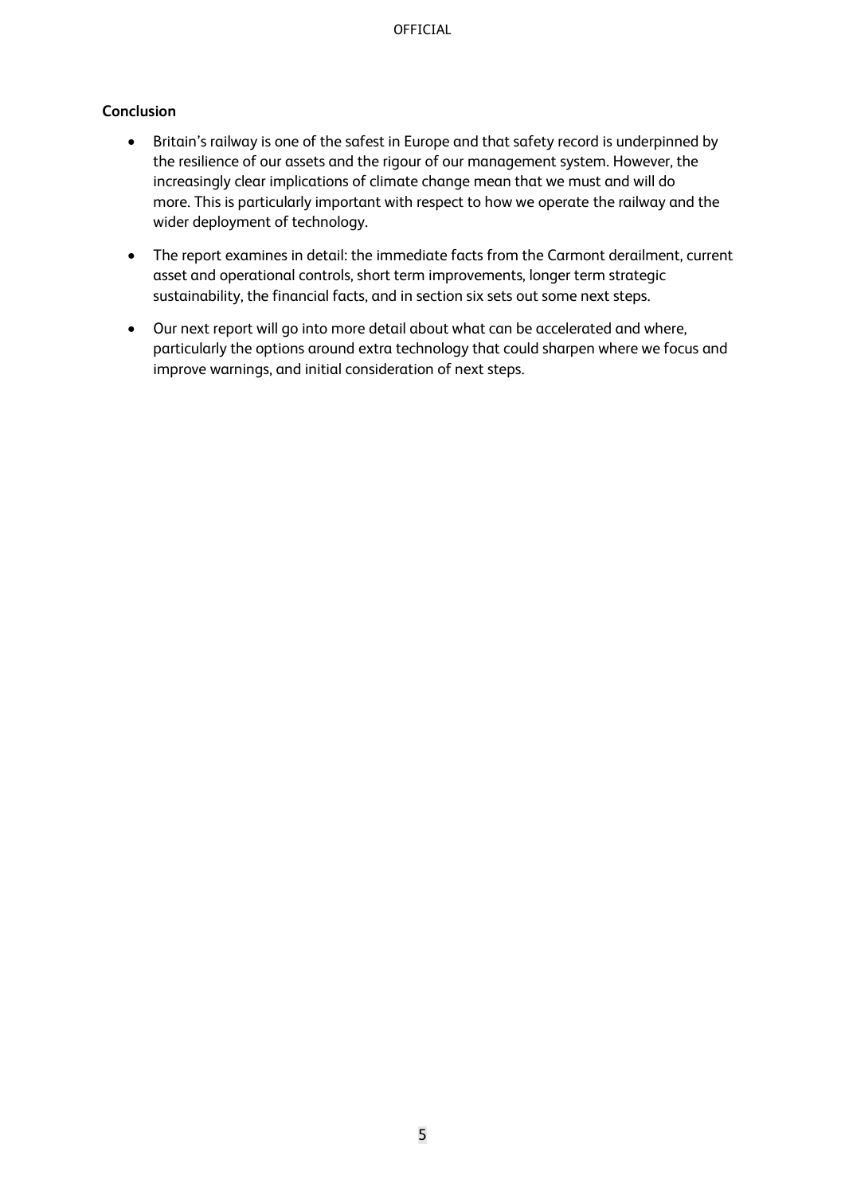**Conclusion**

- Britain's railway is one of the safest in Europe and that safety record is underpinned by the resilience of our assets and the rigour of our management system. However, the increasingly clear implications of climate change mean that we must and will do more. This is particularly important with respect to how we operate the railway and the wider deployment of technology.
- The report examines in detail: the immediate facts from the Carmont derailment, current asset and operational controls, short term improvements, longer term strategic sustainability, the financial facts, and in section six sets out some next steps.
- Our next report will go into more detail about what can be accelerated and where, particularly the options around extra technology that could sharpen where we focus and improve warnings, and initial consideration of next steps.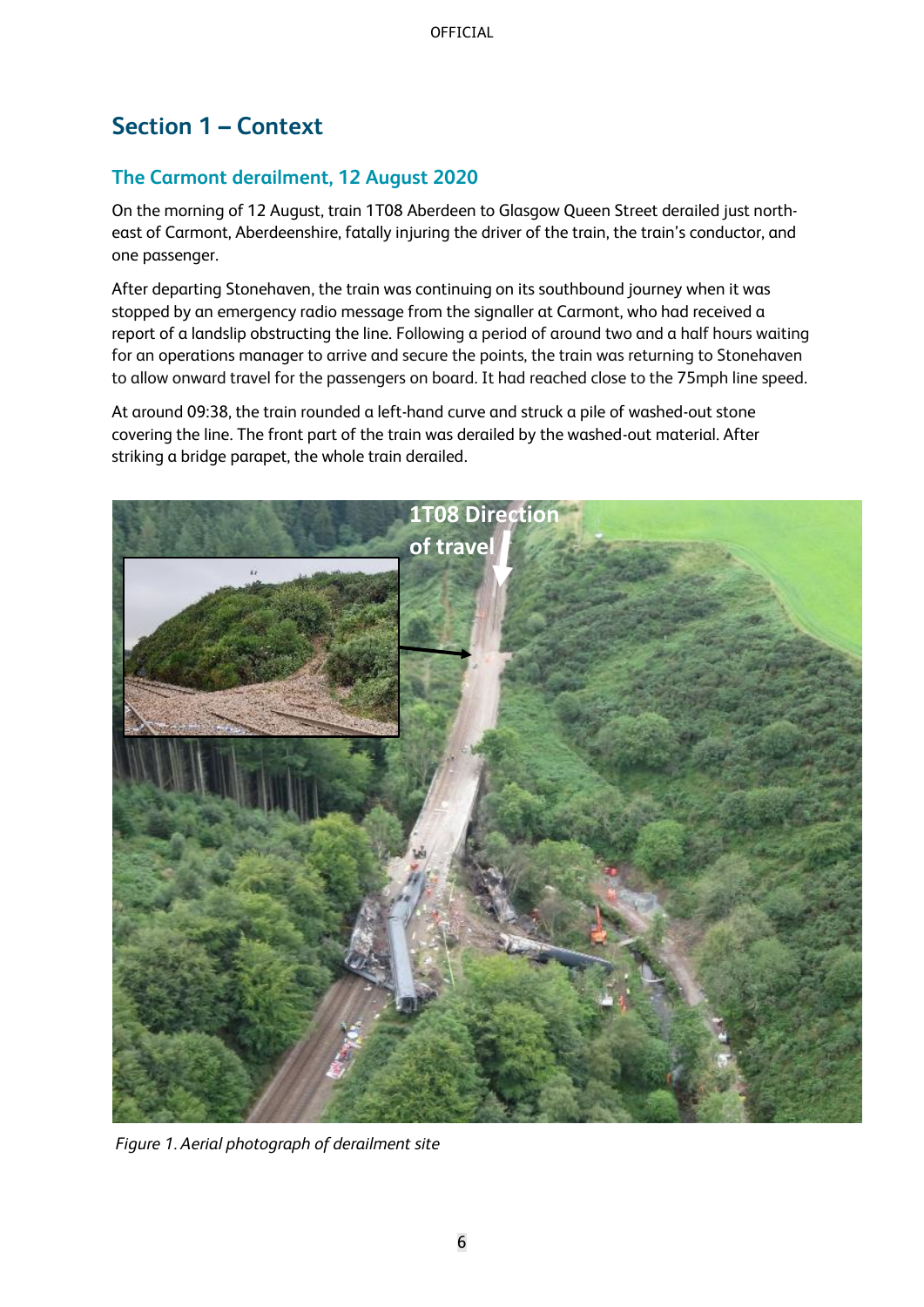## Section 1 – Context

### The Carmont derailment, 12 August 2020

On the morning of 12 August, train 1T08 Aberdeen to Glasgow Queen Street derailed just north-east of Carmont, Aberdeenshire, fatally injuring the driver of the train, the train's conductor, and one passenger.

After departing Stonehaven, the train was continuing on its southbound journey when it was stopped by an emergency radio message from the signaller at Carmont, who had received a report of a landslip obstructing the line. Following a period of around two and a half hours waiting for an operations manager to arrive and secure the points, the train was returning to Stonehaven to allow onward travel for the passengers on board. It had reached close to the 75mph line speed.

At around 09:38, the train rounded a left-hand curve and struck a pile of washed-out stone covering the line. The front part of the train was derailed by the washed-out material. After striking a bridge parapet, the whole train derailed.

*Figure 1. Aerial photograph of derailment site*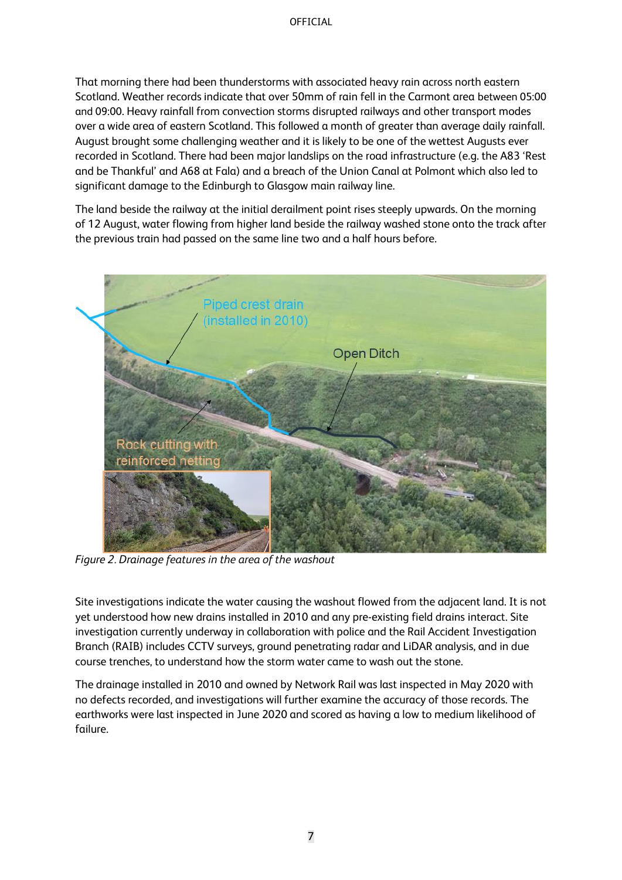That morning there had been thunderstorms with associated heavy rain across north eastern Scotland. Weather records indicate that over 50mm of rain fell in the Carmont area between 05:00 and 09:00. Heavy rainfall from convection storms disrupted railways and other transport modes over a wide area of eastern Scotland. This followed a month of greater than average daily rainfall. August brought some challenging weather and it is likely to be one of the wettest Augusts ever recorded in Scotland. There had been major landslips on the road infrastructure (e.g. the A83 'Rest and be Thankful' and A68 at Fala) and a breach of the Union Canal at Polmont which also led to significant damage to the Edinburgh to Glasgow main railway line.

The land beside the railway at the initial derailment point rises steeply upwards. On the morning of 12 August, water flowing from higher land beside the railway washed stone onto the track after the previous train had passed on the same line two and a half hours before.

*Figure 2. Drainage features in the area of the washout*

Site investigations indicate the water causing the washout flowed from the adjacent land. It is not yet understood how new drains installed in 2010 and any pre-existing field drains interact. Site investigation currently underway in collaboration with police and the Rail Accident Investigation Branch (RAIB) includes CCTV surveys, ground penetrating radar and LiDAR analysis, and in due course trenches, to understand how the storm water came to wash out the stone.

The drainage installed in 2010 and owned by Network Rail was last inspected in May 2020 with no defects recorded, and investigations will further examine the accuracy of those records. The earthworks were last inspected in June 2020 and scored as having a low to medium likelihood of failure.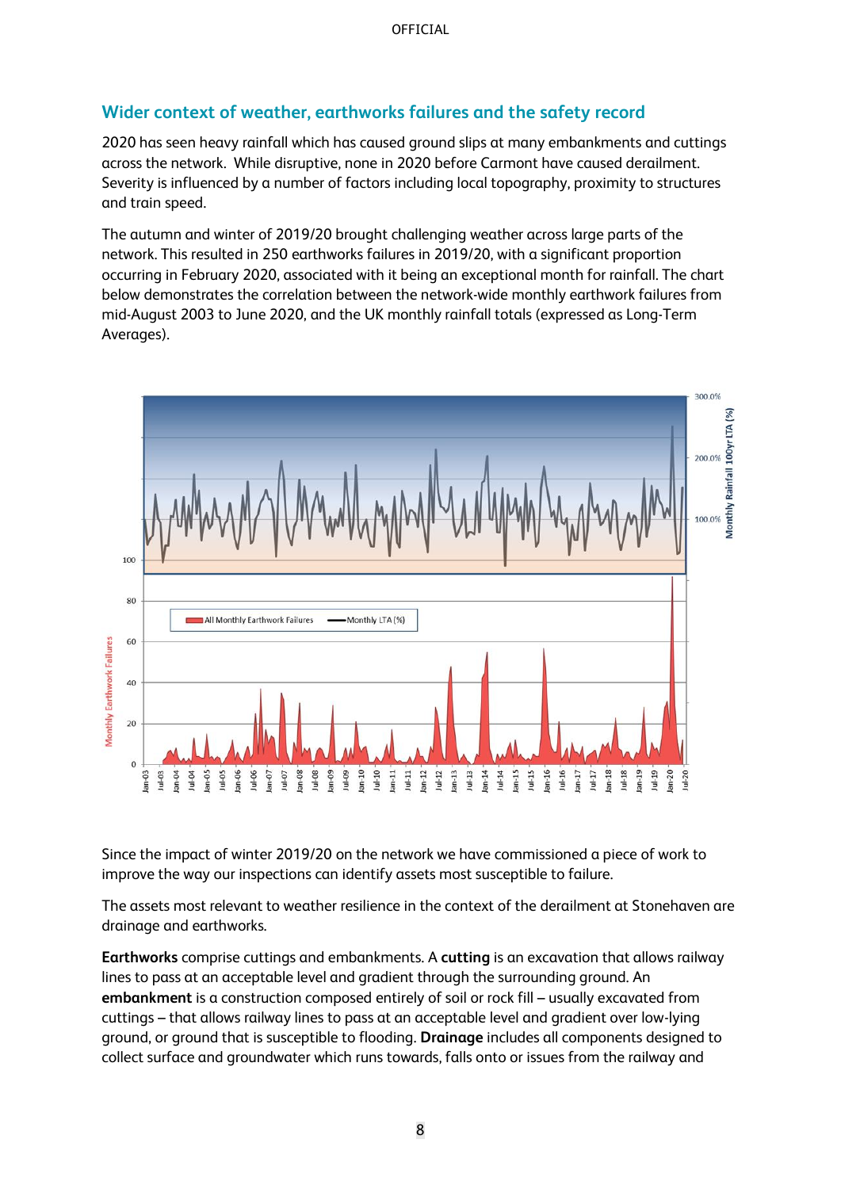## Wider context of weather, earthworks failures and the safety record

2020 has seen heavy rainfall which has caused ground slips at many embankments and cuttings across the network. While disruptive, none in 2020 before Carmont have caused derailment. Severity is influenced by a number of factors including local topography, proximity to structures and train speed.

The autumn and winter of 2019/20 brought challenging weather across large parts of the network. This resulted in 250 earthworks failures in 2019/20, with a significant proportion occurring in February 2020, associated with it being an exceptional month for rainfall. The chart below demonstrates the correlation between the network-wide monthly earthwork failures from mid-August 2003 to June 2020, and the UK monthly rainfall totals (expressed as Long-Term Averages).

Since the impact of winter 2019/20 on the network we have commissioned a piece of work to improve the way our inspections can identify assets most susceptible to failure.

The assets most relevant to weather resilience in the context of the derailment at Stonehaven are drainage and earthworks.

**Earthworks** comprise cuttings and embankments. A **cutting** is an excavation that allows railway lines to pass at an acceptable level and gradient through the surrounding ground. An **embankment** is a construction composed entirely of soil or rock fill – usually excavated from cuttings – that allows railway lines to pass at an acceptable level and gradient over low-lying ground, or ground that is susceptible to flooding. **Drainage** includes all components designed to collect surface and groundwater which runs towards, falls onto or issues from the railway and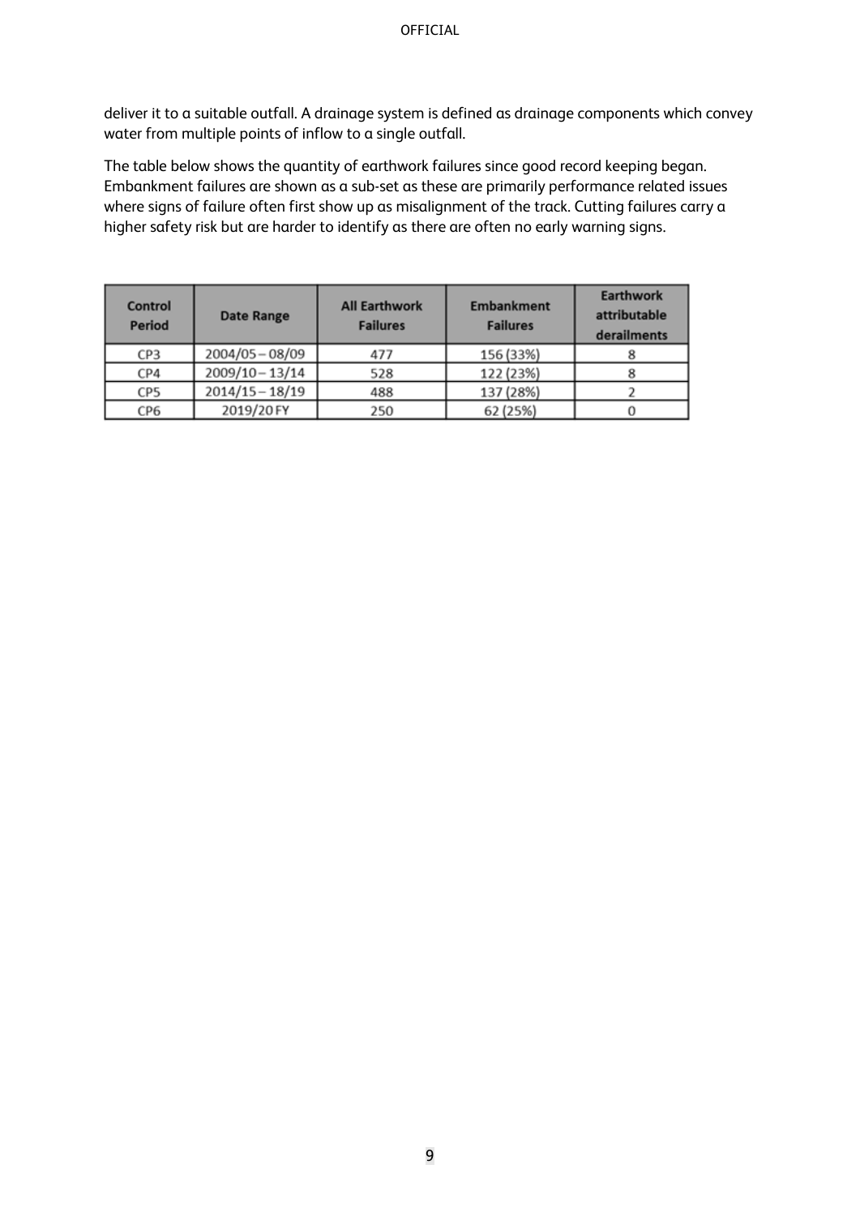deliver it to a suitable outfall. A drainage system is defined as drainage components which convey water from multiple points of inflow to a single outfall.

The table below shows the quantity of earthwork failures since good record keeping began. Embankment failures are shown as a sub-set as these are primarily performance related issues where signs of failure often first show up as misalignment of the track. Cutting failures carry a higher safety risk but are harder to identify as there are often no early warning signs.

| Control Period | Date Range | All Earthwork Failures | Embankment Failures | Earthwork attributable derailments |
|---|---|---|---|---|
| CP3 | 2004/05 – 08/09 | 477 | 156 (33%) | 8 |
| CP4 | 2009/10 – 13/14 | 528 | 122 (23%) | 8 |
| CP5 | 2014/15 – 18/19 | 488 | 137 (28%) | 2 |
| CP6 | 2019/20 FY | 250 | 62 (25%) | 0 |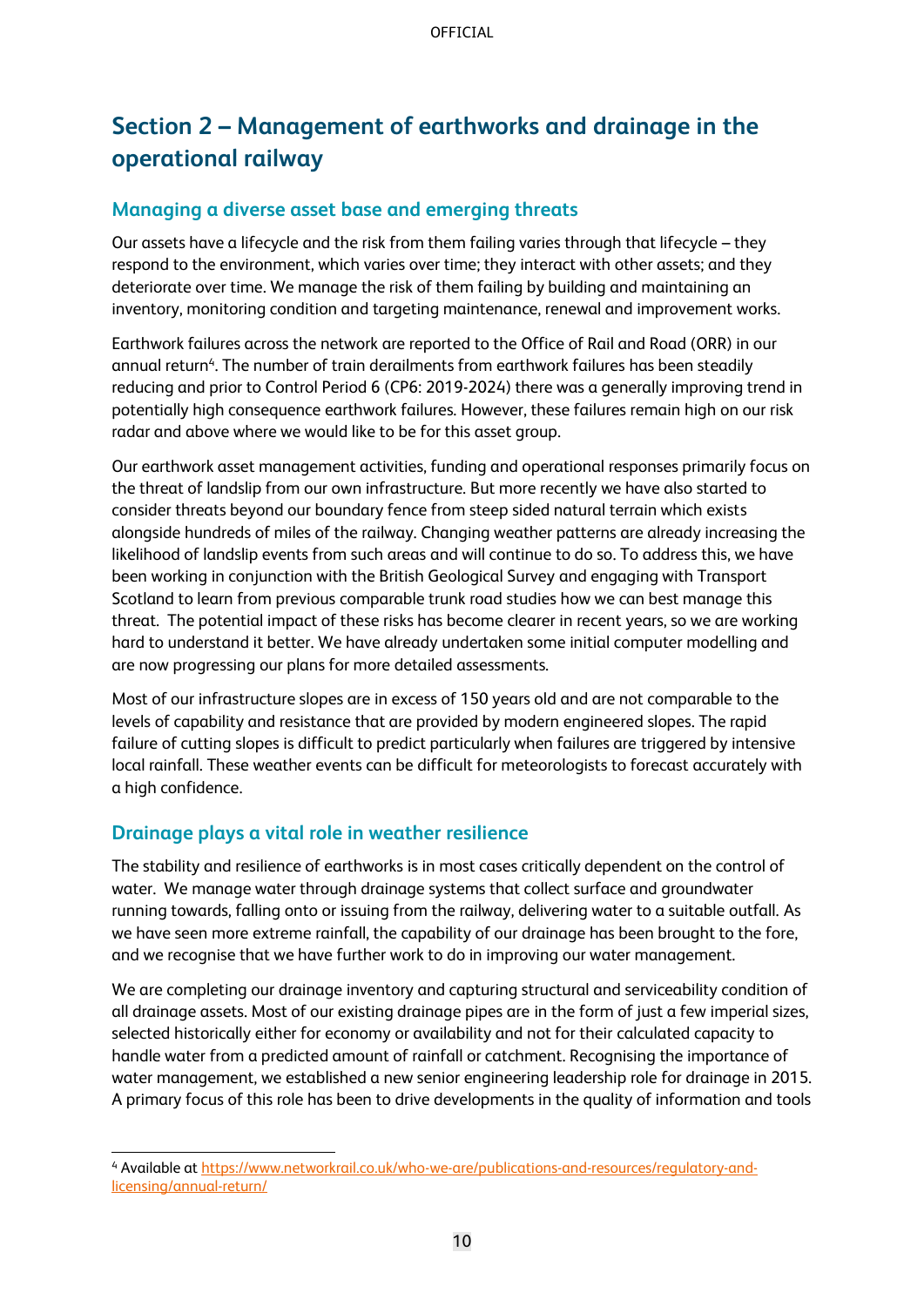# Section 2 – Management of earthworks and drainage in the operational railway

## Managing a diverse asset base and emerging threats

Our assets have a lifecycle and the risk from them failing varies through that lifecycle – they respond to the environment, which varies over time; they interact with other assets; and they deteriorate over time. We manage the risk of them failing by building and maintaining an inventory, monitoring condition and targeting maintenance, renewal and improvement works.

Earthwork failures across the network are reported to the Office of Rail and Road (ORR) in our annual return[4]. The number of train derailments from earthwork failures has been steadily reducing and prior to Control Period 6 (CP6: 2019-2024) there was a generally improving trend in potentially high consequence earthwork failures. However, these failures remain high on our risk radar and above where we would like to be for this asset group.

Our earthwork asset management activities, funding and operational responses primarily focus on the threat of landslip from our own infrastructure. But more recently we have also started to consider threats beyond our boundary fence from steep sided natural terrain which exists alongside hundreds of miles of the railway. Changing weather patterns are already increasing the likelihood of landslip events from such areas and will continue to do so. To address this, we have been working in conjunction with the British Geological Survey and engaging with Transport Scotland to learn from previous comparable trunk road studies how we can best manage this threat. The potential impact of these risks has become clearer in recent years, so we are working hard to understand it better. We have already undertaken some initial computer modelling and are now progressing our plans for more detailed assessments.

Most of our infrastructure slopes are in excess of 150 years old and are not comparable to the levels of capability and resistance that are provided by modern engineered slopes. The rapid failure of cutting slopes is difficult to predict particularly when failures are triggered by intensive local rainfall. These weather events can be difficult for meteorologists to forecast accurately with a high confidence.

## Drainage plays a vital role in weather resilience

The stability and resilience of earthworks is in most cases critically dependent on the control of water. We manage water through drainage systems that collect surface and groundwater running towards, falling onto or issuing from the railway, delivering water to a suitable outfall. As we have seen more extreme rainfall, the capability of our drainage has been brought to the fore, and we recognise that we have further work to do in improving our water management.

We are completing our drainage inventory and capturing structural and serviceability condition of all drainage assets. Most of our existing drainage pipes are in the form of just a few imperial sizes, selected historically either for economy or availability and not for their calculated capacity to handle water from a predicted amount of rainfall or catchment. Recognising the importance of water management, we established a new senior engineering leadership role for drainage in 2015. A primary focus of this role has been to drive developments in the quality of information and tools

[4] Available at https://www.networkrail.co.uk/who-we-are/publications-and-resources/regulatory-and-licensing/annual-return/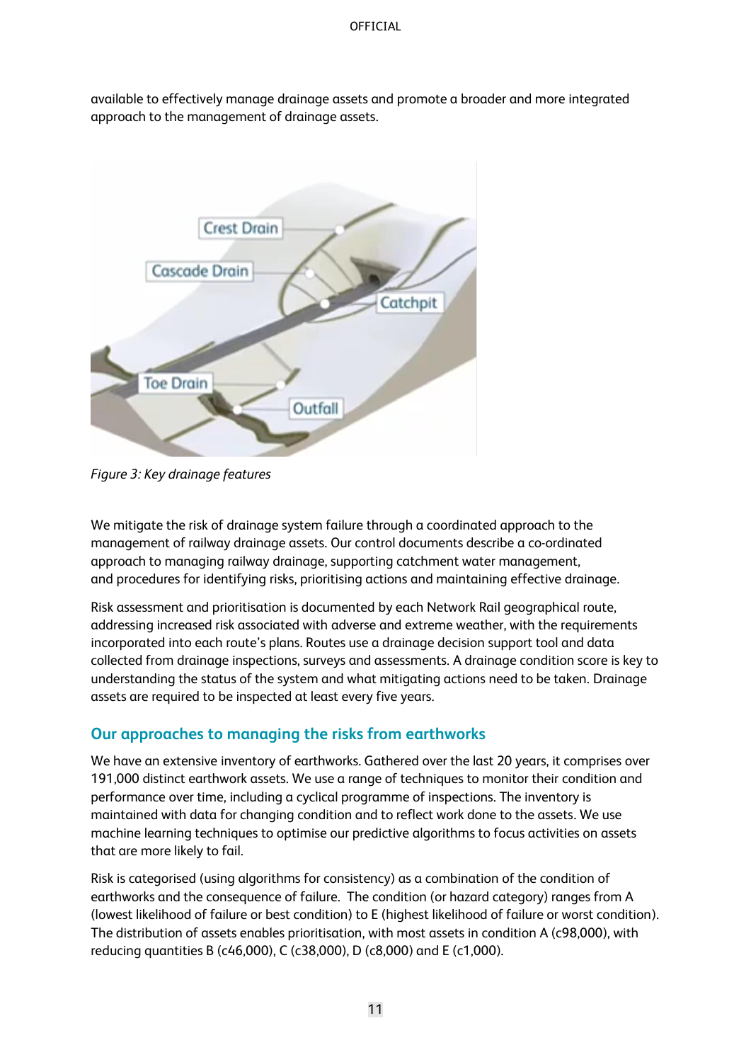available to effectively manage drainage assets and promote a broader and more integrated approach to the management of drainage assets.

*Figure 3: Key drainage features*

We mitigate the risk of drainage system failure through a coordinated approach to the management of railway drainage assets. Our control documents describe a co-ordinated approach to managing railway drainage, supporting catchment water management, and procedures for identifying risks, prioritising actions and maintaining effective drainage.

Risk assessment and prioritisation is documented by each Network Rail geographical route, addressing increased risk associated with adverse and extreme weather, with the requirements incorporated into each route's plans. Routes use a drainage decision support tool and data collected from drainage inspections, surveys and assessments. A drainage condition score is key to understanding the status of the system and what mitigating actions need to be taken. Drainage assets are required to be inspected at least every five years.

## Our approaches to managing the risks from earthworks

We have an extensive inventory of earthworks. Gathered over the last 20 years, it comprises over 191,000 distinct earthwork assets. We use a range of techniques to monitor their condition and performance over time, including a cyclical programme of inspections. The inventory is maintained with data for changing condition and to reflect work done to the assets. We use machine learning techniques to optimise our predictive algorithms to focus activities on assets that are more likely to fail.

Risk is categorised (using algorithms for consistency) as a combination of the condition of earthworks and the consequence of failure. The condition (or hazard category) ranges from A (lowest likelihood of failure or best condition) to E (highest likelihood of failure or worst condition). The distribution of assets enables prioritisation, with most assets in condition A (c98,000), with reducing quantities B (c46,000), C (c38,000), D (c8,000) and E (c1,000).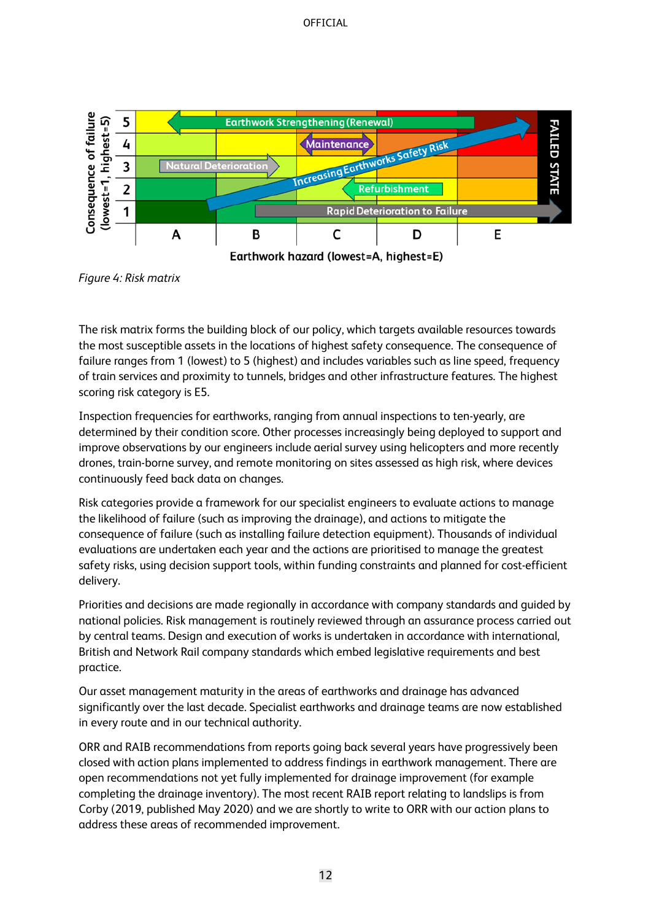Figure 4: Risk matrix

The risk matrix forms the building block of our policy, which targets available resources towards the most susceptible assets in the locations of highest safety consequence. The consequence of failure ranges from 1 (lowest) to 5 (highest) and includes variables such as line speed, frequency of train services and proximity to tunnels, bridges and other infrastructure features. The highest scoring risk category is E5.

Inspection frequencies for earthworks, ranging from annual inspections to ten-yearly, are determined by their condition score. Other processes increasingly being deployed to support and improve observations by our engineers include aerial survey using helicopters and more recently drones, train-borne survey, and remote monitoring on sites assessed as high risk, where devices continuously feed back data on changes.

Risk categories provide a framework for our specialist engineers to evaluate actions to manage the likelihood of failure (such as improving the drainage), and actions to mitigate the consequence of failure (such as installing failure detection equipment). Thousands of individual evaluations are undertaken each year and the actions are prioritised to manage the greatest safety risks, using decision support tools, within funding constraints and planned for cost-efficient delivery.

Priorities and decisions are made regionally in accordance with company standards and guided by national policies. Risk management is routinely reviewed through an assurance process carried out by central teams. Design and execution of works is undertaken in accordance with international, British and Network Rail company standards which embed legislative requirements and best practice.

Our asset management maturity in the areas of earthworks and drainage has advanced significantly over the last decade. Specialist earthworks and drainage teams are now established in every route and in our technical authority.

ORR and RAIB recommendations from reports going back several years have progressively been closed with action plans implemented to address findings in earthwork management. There are open recommendations not yet fully implemented for drainage improvement (for example completing the drainage inventory). The most recent RAIB report relating to landslips is from Corby (2019, published May 2020) and we are shortly to write to ORR with our action plans to address these areas of recommended improvement.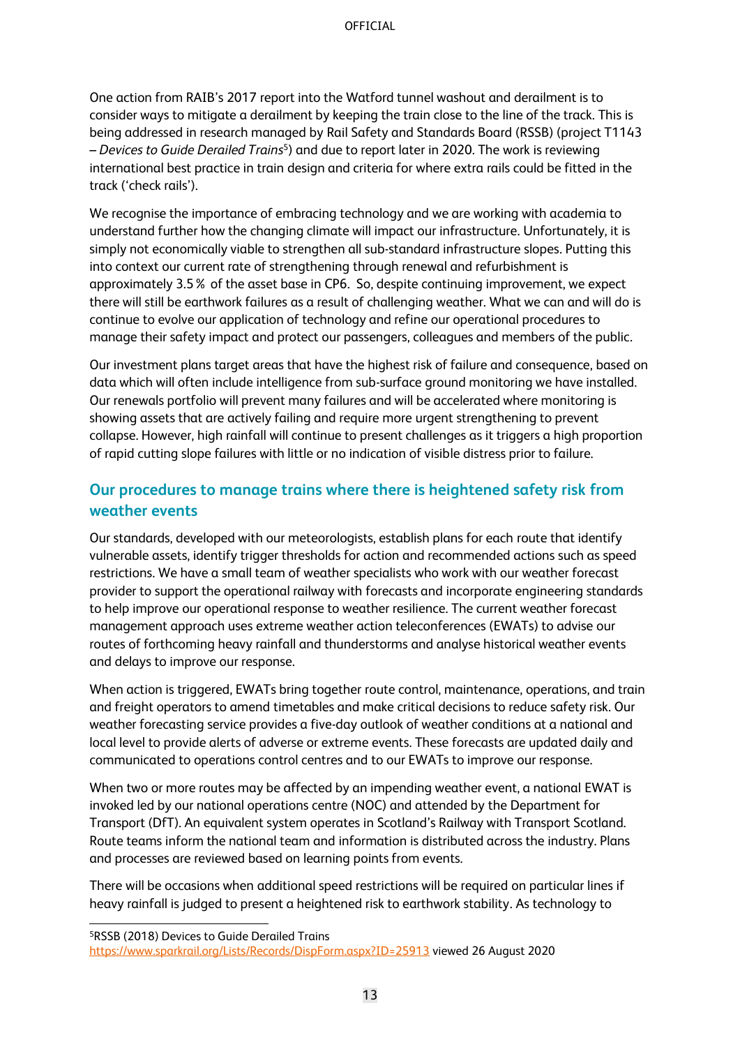One action from RAIB's 2017 report into the Watford tunnel washout and derailment is to consider ways to mitigate a derailment by keeping the train close to the line of the track. This is being addressed in research managed by Rail Safety and Standards Board (RSSB) (project T1143 – *Devices to Guide Derailed Trains*[5]) and due to report later in 2020. The work is reviewing international best practice in train design and criteria for where extra rails could be fitted in the track ('check rails').

We recognise the importance of embracing technology and we are working with academia to understand further how the changing climate will impact our infrastructure. Unfortunately, it is simply not economically viable to strengthen all sub-standard infrastructure slopes. Putting this into context our current rate of strengthening through renewal and refurbishment is approximately 3.5 % of the asset base in CP6. So, despite continuing improvement, we expect there will still be earthwork failures as a result of challenging weather. What we can and will do is continue to evolve our application of technology and refine our operational procedures to manage their safety impact and protect our passengers, colleagues and members of the public.

Our investment plans target areas that have the highest risk of failure and consequence, based on data which will often include intelligence from sub-surface ground monitoring we have installed. Our renewals portfolio will prevent many failures and will be accelerated where monitoring is showing assets that are actively failing and require more urgent strengthening to prevent collapse. However, high rainfall will continue to present challenges as it triggers a high proportion of rapid cutting slope failures with little or no indication of visible distress prior to failure.

## Our procedures to manage trains where there is heightened safety risk from weather events

Our standards, developed with our meteorologists, establish plans for each route that identify vulnerable assets, identify trigger thresholds for action and recommended actions such as speed restrictions. We have a small team of weather specialists who work with our weather forecast provider to support the operational railway with forecasts and incorporate engineering standards to help improve our operational response to weather resilience. The current weather forecast management approach uses extreme weather action teleconferences (EWATs) to advise our routes of forthcoming heavy rainfall and thunderstorms and analyse historical weather events and delays to improve our response.

When action is triggered, EWATs bring together route control, maintenance, operations, and train and freight operators to amend timetables and make critical decisions to reduce safety risk. Our weather forecasting service provides a five-day outlook of weather conditions at a national and local level to provide alerts of adverse or extreme events. These forecasts are updated daily and communicated to operations control centres and to our EWATs to improve our response.

When two or more routes may be affected by an impending weather event, a national EWAT is invoked led by our national operations centre (NOC) and attended by the Department for Transport (DfT). An equivalent system operates in Scotland's Railway with Transport Scotland. Route teams inform the national team and information is distributed across the industry. Plans and processes are reviewed based on learning points from events.

There will be occasions when additional speed restrictions will be required on particular lines if heavy rainfall is judged to present a heightened risk to earthwork stability. As technology to

[5] RSSB (2018) Devices to Guide Derailed Trains https://www.sparkrail.org/Lists/Records/DispForm.aspx?ID=25913 viewed 26 August 2020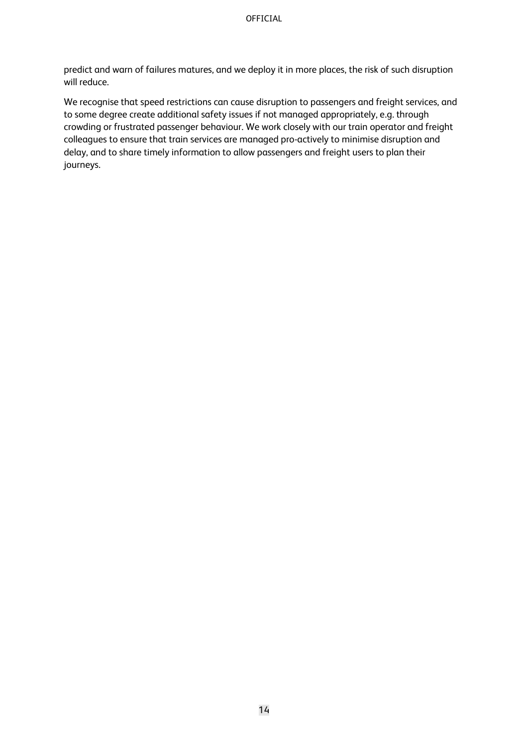predict and warn of failures matures, and we deploy it in more places, the risk of such disruption will reduce.

We recognise that speed restrictions can cause disruption to passengers and freight services, and to some degree create additional safety issues if not managed appropriately, e.g. through crowding or frustrated passenger behaviour. We work closely with our train operator and freight colleagues to ensure that train services are managed pro-actively to minimise disruption and delay, and to share timely information to allow passengers and freight users to plan their journeys.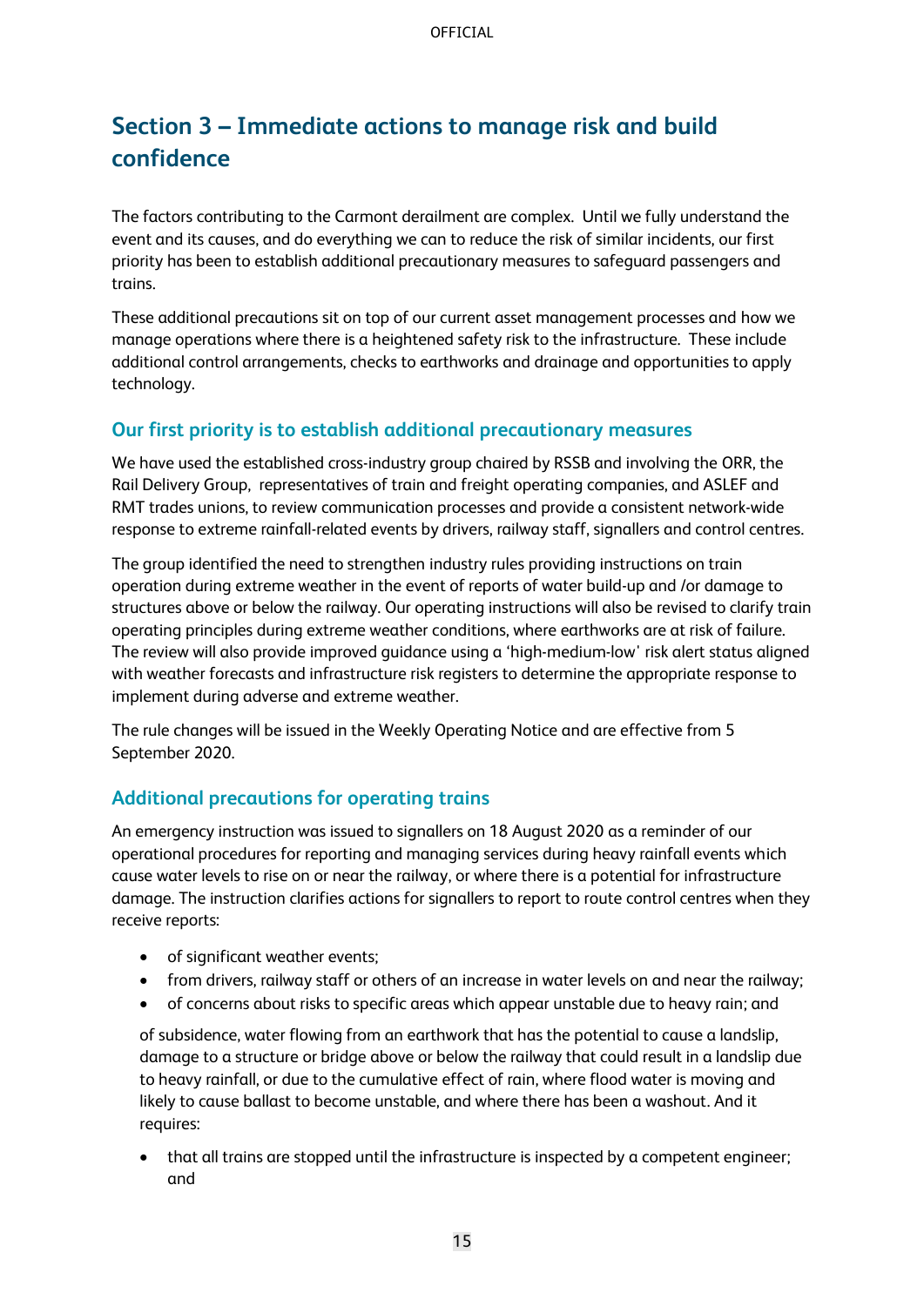## Section 3 – Immediate actions to manage risk and build confidence

The factors contributing to the Carmont derailment are complex. Until we fully understand the event and its causes, and do everything we can to reduce the risk of similar incidents, our first priority has been to establish additional precautionary measures to safeguard passengers and trains.

These additional precautions sit on top of our current asset management processes and how we manage operations where there is a heightened safety risk to the infrastructure. These include additional control arrangements, checks to earthworks and drainage and opportunities to apply technology.

### Our first priority is to establish additional precautionary measures

We have used the established cross-industry group chaired by RSSB and involving the ORR, the Rail Delivery Group, representatives of train and freight operating companies, and ASLEF and RMT trades unions, to review communication processes and provide a consistent network-wide response to extreme rainfall-related events by drivers, railway staff, signallers and control centres.

The group identified the need to strengthen industry rules providing instructions on train operation during extreme weather in the event of reports of water build-up and /or damage to structures above or below the railway. Our operating instructions will also be revised to clarify train operating principles during extreme weather conditions, where earthworks are at risk of failure. The review will also provide improved guidance using a 'high-medium-low' risk alert status aligned with weather forecasts and infrastructure risk registers to determine the appropriate response to implement during adverse and extreme weather.

The rule changes will be issued in the Weekly Operating Notice and are effective from 5 September 2020.

### Additional precautions for operating trains

An emergency instruction was issued to signallers on 18 August 2020 as a reminder of our operational procedures for reporting and managing services during heavy rainfall events which cause water levels to rise on or near the railway, or where there is a potential for infrastructure damage. The instruction clarifies actions for signallers to report to route control centres when they receive reports:

- of significant weather events;
- from drivers, railway staff or others of an increase in water levels on and near the railway;
- of concerns about risks to specific areas which appear unstable due to heavy rain; and

of subsidence, water flowing from an earthwork that has the potential to cause a landslip, damage to a structure or bridge above or below the railway that could result in a landslip due to heavy rainfall, or due to the cumulative effect of rain, where flood water is moving and likely to cause ballast to become unstable, and where there has been a washout. And it requires:

- that all trains are stopped until the infrastructure is inspected by a competent engineer; and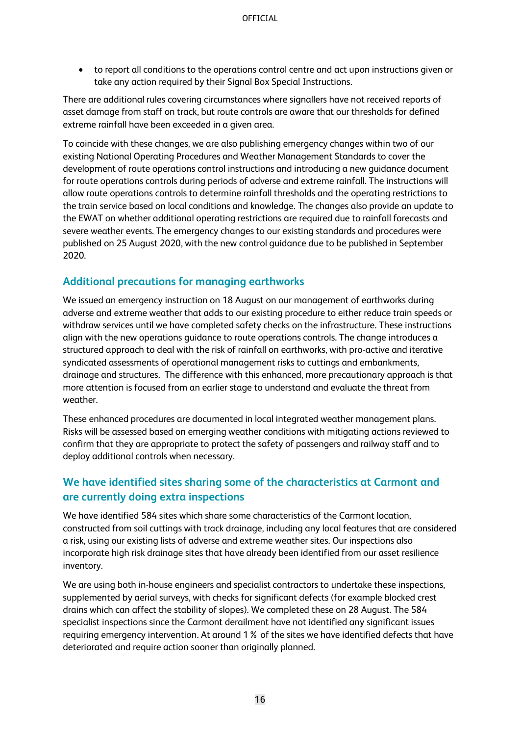- to report all conditions to the operations control centre and act upon instructions given or take any action required by their Signal Box Special Instructions.

There are additional rules covering circumstances where signallers have not received reports of asset damage from staff on track, but route controls are aware that our thresholds for defined extreme rainfall have been exceeded in a given area.

To coincide with these changes, we are also publishing emergency changes within two of our existing National Operating Procedures and Weather Management Standards to cover the development of route operations control instructions and introducing a new guidance document for route operations controls during periods of adverse and extreme rainfall. The instructions will allow route operations controls to determine rainfall thresholds and the operating restrictions to the train service based on local conditions and knowledge. The changes also provide an update to the EWAT on whether additional operating restrictions are required due to rainfall forecasts and severe weather events. The emergency changes to our existing standards and procedures were published on 25 August 2020, with the new control guidance due to be published in September 2020.

## Additional precautions for managing earthworks

We issued an emergency instruction on 18 August on our management of earthworks during adverse and extreme weather that adds to our existing procedure to either reduce train speeds or withdraw services until we have completed safety checks on the infrastructure. These instructions align with the new operations guidance to route operations controls. The change introduces a structured approach to deal with the risk of rainfall on earthworks, with pro-active and iterative syndicated assessments of operational management risks to cuttings and embankments, drainage and structures. The difference with this enhanced, more precautionary approach is that more attention is focused from an earlier stage to understand and evaluate the threat from weather.

These enhanced procedures are documented in local integrated weather management plans. Risks will be assessed based on emerging weather conditions with mitigating actions reviewed to confirm that they are appropriate to protect the safety of passengers and railway staff and to deploy additional controls when necessary.

## We have identified sites sharing some of the characteristics at Carmont and are currently doing extra inspections

We have identified 584 sites which share some characteristics of the Carmont location, constructed from soil cuttings with track drainage, including any local features that are considered a risk, using our existing lists of adverse and extreme weather sites. Our inspections also incorporate high risk drainage sites that have already been identified from our asset resilience inventory.

We are using both in-house engineers and specialist contractors to undertake these inspections, supplemented by aerial surveys, with checks for significant defects (for example blocked crest drains which can affect the stability of slopes). We completed these on 28 August. The 584 specialist inspections since the Carmont derailment have not identified any significant issues requiring emergency intervention. At around 1 % of the sites we have identified defects that have deteriorated and require action sooner than originally planned.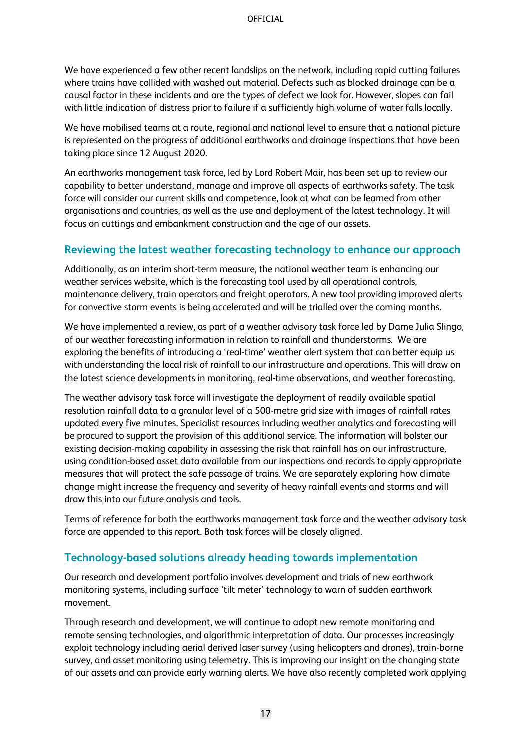We have experienced a few other recent landslips on the network, including rapid cutting failures where trains have collided with washed out material. Defects such as blocked drainage can be a causal factor in these incidents and are the types of defect we look for. However, slopes can fail with little indication of distress prior to failure if a sufficiently high volume of water falls locally.

We have mobilised teams at a route, regional and national level to ensure that a national picture is represented on the progress of additional earthworks and drainage inspections that have been taking place since 12 August 2020.

An earthworks management task force, led by Lord Robert Mair, has been set up to review our capability to better understand, manage and improve all aspects of earthworks safety. The task force will consider our current skills and competence, look at what can be learned from other organisations and countries, as well as the use and deployment of the latest technology. It will focus on cuttings and embankment construction and the age of our assets.

## Reviewing the latest weather forecasting technology to enhance our approach

Additionally, as an interim short-term measure, the national weather team is enhancing our weather services website, which is the forecasting tool used by all operational controls, maintenance delivery, train operators and freight operators. A new tool providing improved alerts for convective storm events is being accelerated and will be trialled over the coming months.

We have implemented a review, as part of a weather advisory task force led by Dame Julia Slingo, of our weather forecasting information in relation to rainfall and thunderstorms. We are exploring the benefits of introducing a 'real-time' weather alert system that can better equip us with understanding the local risk of rainfall to our infrastructure and operations. This will draw on the latest science developments in monitoring, real-time observations, and weather forecasting.

The weather advisory task force will investigate the deployment of readily available spatial resolution rainfall data to a granular level of a 500-metre grid size with images of rainfall rates updated every five minutes. Specialist resources including weather analytics and forecasting will be procured to support the provision of this additional service. The information will bolster our existing decision-making capability in assessing the risk that rainfall has on our infrastructure, using condition-based asset data available from our inspections and records to apply appropriate measures that will protect the safe passage of trains. We are separately exploring how climate change might increase the frequency and severity of heavy rainfall events and storms and will draw this into our future analysis and tools.

Terms of reference for both the earthworks management task force and the weather advisory task force are appended to this report. Both task forces will be closely aligned.

## Technology-based solutions already heading towards implementation

Our research and development portfolio involves development and trials of new earthwork monitoring systems, including surface 'tilt meter' technology to warn of sudden earthwork movement.

Through research and development, we will continue to adopt new remote monitoring and remote sensing technologies, and algorithmic interpretation of data. Our processes increasingly exploit technology including aerial derived laser survey (using helicopters and drones), train-borne survey, and asset monitoring using telemetry. This is improving our insight on the changing state of our assets and can provide early warning alerts. We have also recently completed work applying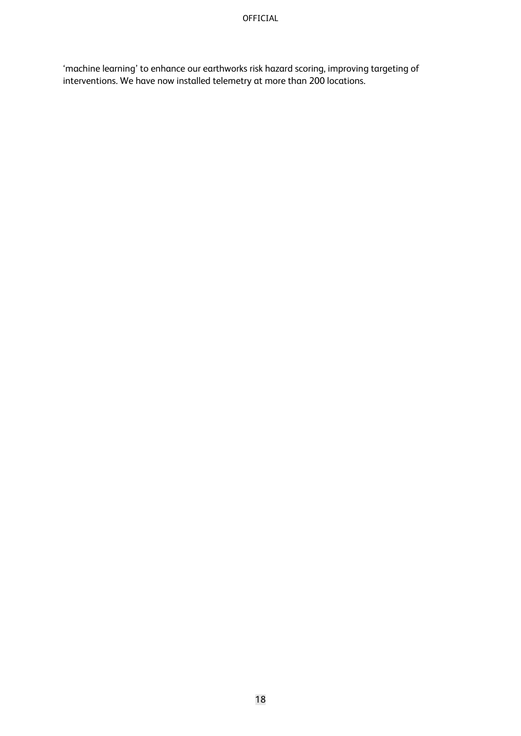'machine learning' to enhance our earthworks risk hazard scoring, improving targeting of interventions. We have now installed telemetry at more than 200 locations.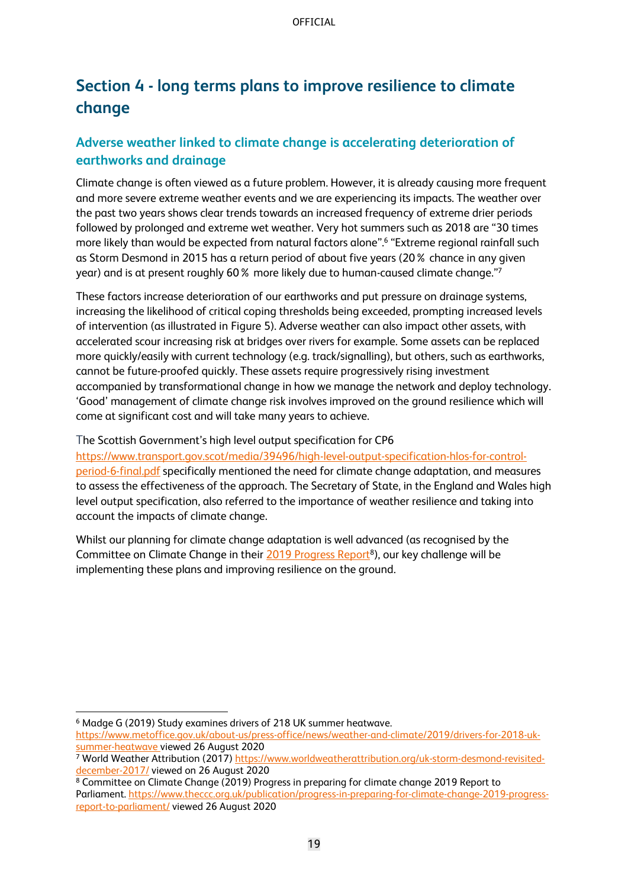## Section 4 - long terms plans to improve resilience to climate change

### Adverse weather linked to climate change is accelerating deterioration of earthworks and drainage

Climate change is often viewed as a future problem. However, it is already causing more frequent and more severe extreme weather events and we are experiencing its impacts. The weather over the past two years shows clear trends towards an increased frequency of extreme drier periods followed by prolonged and extreme wet weather. Very hot summers such as 2018 are "30 times more likely than would be expected from natural factors alone".[6] "Extreme regional rainfall such as Storm Desmond in 2015 has a return period of about five years (20% chance in any given year) and is at present roughly 60% more likely due to human-caused climate change."[7]

These factors increase deterioration of our earthworks and put pressure on drainage systems, increasing the likelihood of critical coping thresholds being exceeded, prompting increased levels of intervention (as illustrated in Figure 5). Adverse weather can also impact other assets, with accelerated scour increasing risk at bridges over rivers for example. Some assets can be replaced more quickly/easily with current technology (e.g. track/signalling), but others, such as earthworks, cannot be future-proofed quickly. These assets require progressively rising investment accompanied by transformational change in how we manage the network and deploy technology. 'Good' management of climate change risk involves improved on the ground resilience which will come at significant cost and will take many years to achieve.

The Scottish Government's high level output specification for CP6 https://www.transport.gov.scot/media/39496/high-level-output-specification-hlos-for-control-period-6-final.pdf specifically mentioned the need for climate change adaptation, and measures to assess the effectiveness of the approach. The Secretary of State, in the England and Wales high level output specification, also referred to the importance of weather resilience and taking into account the impacts of climate change.

Whilst our planning for climate change adaptation is well advanced (as recognised by the Committee on Climate Change in their 2019 Progress Report[8]), our key challenge will be implementing these plans and improving resilience on the ground.

---

[6] Madge G (2019) Study examines drivers of 218 UK summer heatwave. https://www.metoffice.gov.uk/about-us/press-office/news/weather-and-climate/2019/drivers-for-2018-uk-summer-heatwave viewed 26 August 2020

[7] World Weather Attribution (2017) https://www.worldweatherattribution.org/uk-storm-desmond-revisited-december-2017/ viewed on 26 August 2020

[8] Committee on Climate Change (2019) Progress in preparing for climate change 2019 Report to Parliament. https://www.theccc.org.uk/publication/progress-in-preparing-for-climate-change-2019-progress-report-to-parliament/ viewed 26 August 2020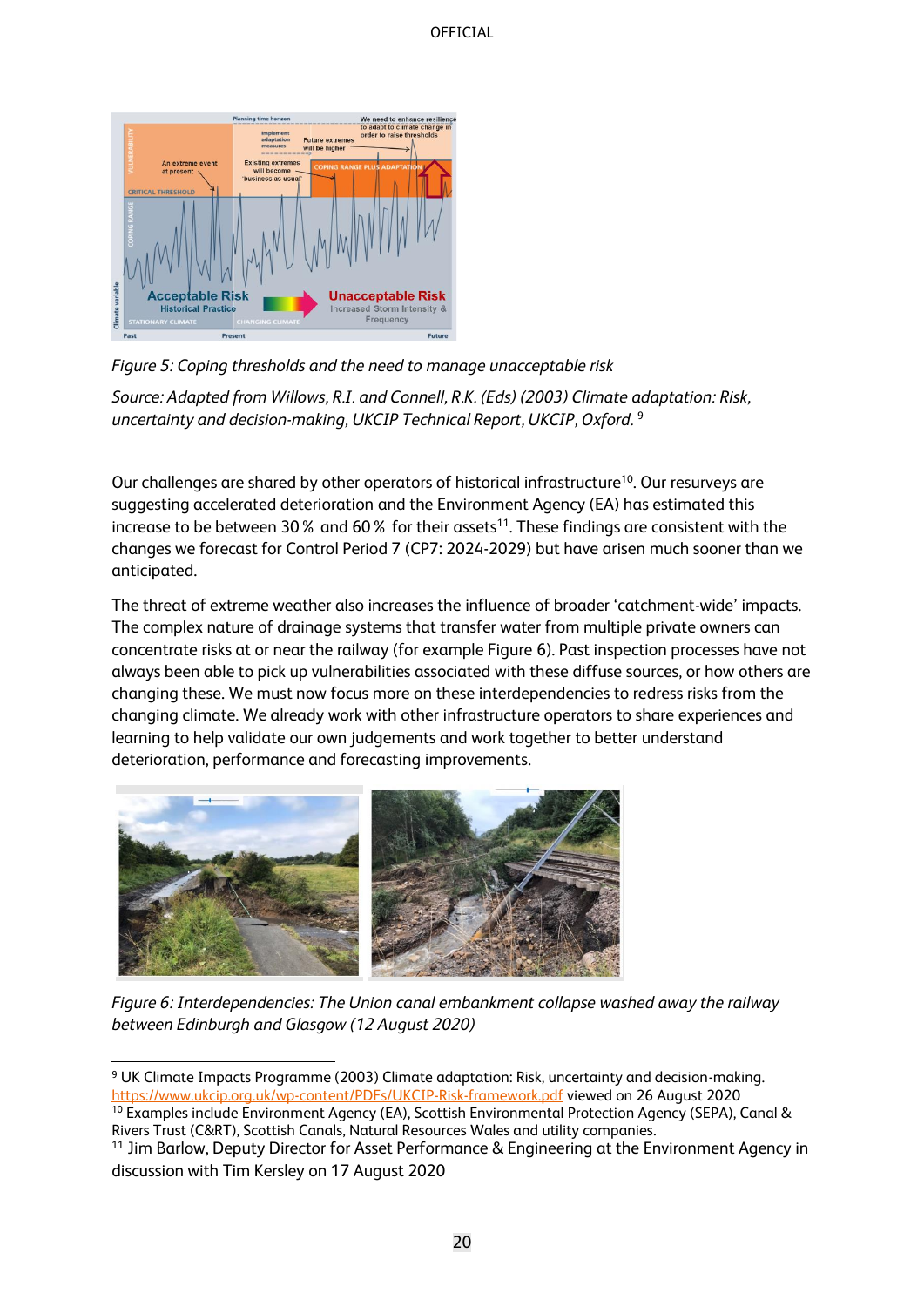*Figure 5: Coping thresholds and the need to manage unacceptable risk*

*Source: Adapted from Willows, R.I. and Connell, R.K. (Eds) (2003) Climate adaptation: Risk, uncertainty and decision-making, UKCIP Technical Report, UKCIP, Oxford.* [9]

Our challenges are shared by other operators of historical infrastructure[10]. Our resurveys are suggesting accelerated deterioration and the Environment Agency (EA) has estimated this increase to be between 30 % and 60 % for their assets[11]. These findings are consistent with the changes we forecast for Control Period 7 (CP7: 2024-2029) but have arisen much sooner than we anticipated.

The threat of extreme weather also increases the influence of broader 'catchment-wide' impacts. The complex nature of drainage systems that transfer water from multiple private owners can concentrate risks at or near the railway (for example Figure 6). Past inspection processes have not always been able to pick up vulnerabilities associated with these diffuse sources, or how others are changing these. We must now focus more on these interdependencies to redress risks from the changing climate. We already work with other infrastructure operators to share experiences and learning to help validate our own judgements and work together to better understand deterioration, performance and forecasting improvements.

*Figure 6: Interdependencies: The Union canal embankment collapse washed away the railway between Edinburgh and Glasgow (12 August 2020)*

---

[9] UK Climate Impacts Programme (2003) Climate adaptation: Risk, uncertainty and decision-making. https://www.ukcip.org.uk/wp-content/PDFs/UKCIP-Risk-framework.pdf viewed on 26 August 2020

[10] Examples include Environment Agency (EA), Scottish Environmental Protection Agency (SEPA), Canal & Rivers Trust (C&RT), Scottish Canals, Natural Resources Wales and utility companies.

[11] Jim Barlow, Deputy Director for Asset Performance & Engineering at the Environment Agency in discussion with Tim Kersley on 17 August 2020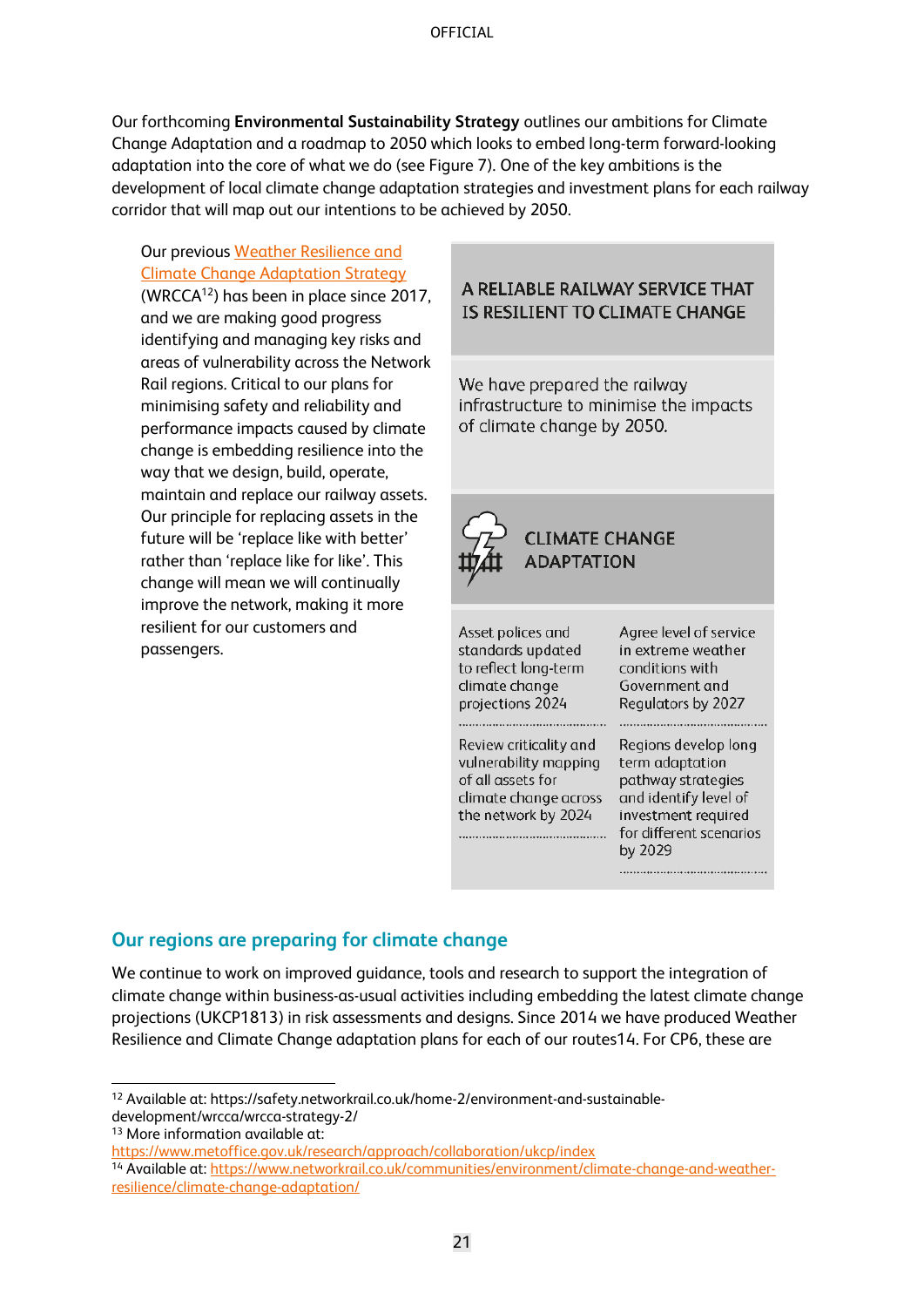Our forthcoming **Environmental Sustainability Strategy** outlines our ambitions for Climate Change Adaptation and a roadmap to 2050 which looks to embed long-term forward-looking adaptation into the core of what we do (see Figure 7). One of the key ambitions is the development of local climate change adaptation strategies and investment plans for each railway corridor that will map out our intentions to be achieved by 2050.

Our previous Weather Resilience and Climate Change Adaptation Strategy (WRCCA[12]) has been in place since 2017, and we are making good progress identifying and managing key risks and areas of vulnerability across the Network Rail regions. Critical to our plans for minimising safety and reliability and performance impacts caused by climate change is embedding resilience into the way that we design, build, operate, maintain and replace our railway assets. Our principle for replacing assets in the future will be 'replace like with better' rather than 'replace like for like'. This change will mean we will continually improve the network, making it more resilient for our customers and passengers.

A RELIABLE RAILWAY SERVICE THAT IS RESILIENT TO CLIMATE CHANGE

We have prepared the railway infrastructure to minimise the impacts of climate change by 2050.

CLIMATE CHANGE ADAPTATION

- Asset polices and standards updated to reflect long-term climate change projections 2024
- Agree level of service in extreme weather conditions with Government and Regulators by 2027
- Review criticality and vulnerability mapping of all assets for climate change across the network by 2024
- Regions develop long term adaptation pathway strategies and identify level of investment required for different scenarios by 2029

## Our regions are preparing for climate change

We continue to work on improved guidance, tools and research to support the integration of climate change within business-as-usual activities including embedding the latest climate change projections (UKCP1813) in risk assessments and designs. Since 2014 we have produced Weather Resilience and Climate Change adaptation plans for each of our routes14. For CP6, these are

[12] Available at: https://safety.networkrail.co.uk/home-2/environment-and-sustainable-development/wrcca/wrcca-strategy-2/

[13] More information available at: https://www.metoffice.gov.uk/research/approach/collaboration/ukcp/index

[14] Available at: https://www.networkrail.co.uk/communities/environment/climate-change-and-weather-resilience/climate-change-adaptation/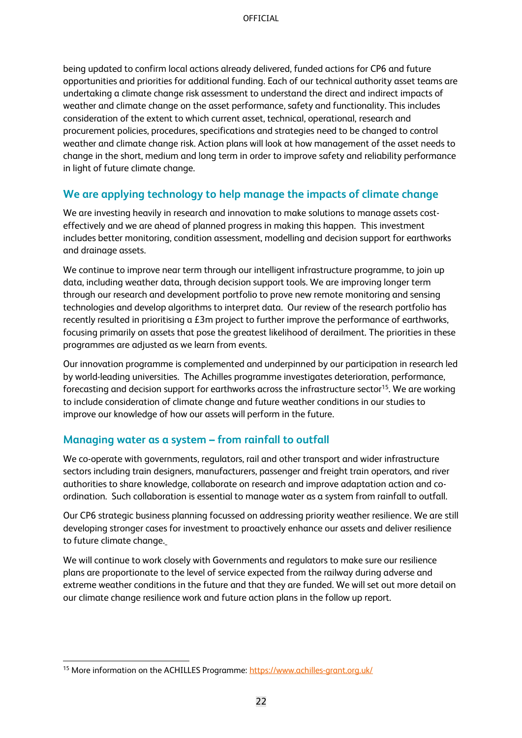being updated to confirm local actions already delivered, funded actions for CP6 and future opportunities and priorities for additional funding. Each of our technical authority asset teams are undertaking a climate change risk assessment to understand the direct and indirect impacts of weather and climate change on the asset performance, safety and functionality. This includes consideration of the extent to which current asset, technical, operational, research and procurement policies, procedures, specifications and strategies need to be changed to control weather and climate change risk. Action plans will look at how management of the asset needs to change in the short, medium and long term in order to improve safety and reliability performance in light of future climate change.

## We are applying technology to help manage the impacts of climate change

We are investing heavily in research and innovation to make solutions to manage assets cost-effectively and we are ahead of planned progress in making this happen. This investment includes better monitoring, condition assessment, modelling and decision support for earthworks and drainage assets.

We continue to improve near term through our intelligent infrastructure programme, to join up data, including weather data, through decision support tools. We are improving longer term through our research and development portfolio to prove new remote monitoring and sensing technologies and develop algorithms to interpret data. Our review of the research portfolio has recently resulted in prioritising a £3m project to further improve the performance of earthworks, focusing primarily on assets that pose the greatest likelihood of derailment. The priorities in these programmes are adjusted as we learn from events.

Our innovation programme is complemented and underpinned by our participation in research led by world-leading universities. The Achilles programme investigates deterioration, performance, forecasting and decision support for earthworks across the infrastructure sector[15]. We are working to include consideration of climate change and future weather conditions in our studies to improve our knowledge of how our assets will perform in the future.

## Managing water as a system – from rainfall to outfall

We co-operate with governments, regulators, rail and other transport and wider infrastructure sectors including train designers, manufacturers, passenger and freight train operators, and river authorities to share knowledge, collaborate on research and improve adaptation action and co-ordination. Such collaboration is essential to manage water as a system from rainfall to outfall.

Our CP6 strategic business planning focussed on addressing priority weather resilience. We are still developing stronger cases for investment to proactively enhance our assets and deliver resilience to future climate change.

We will continue to work closely with Governments and regulators to make sure our resilience plans are proportionate to the level of service expected from the railway during adverse and extreme weather conditions in the future and that they are funded. We will set out more detail on our climate change resilience work and future action plans in the follow up report.

---

[15] More information on the ACHILLES Programme: https://www.achilles-grant.org.uk/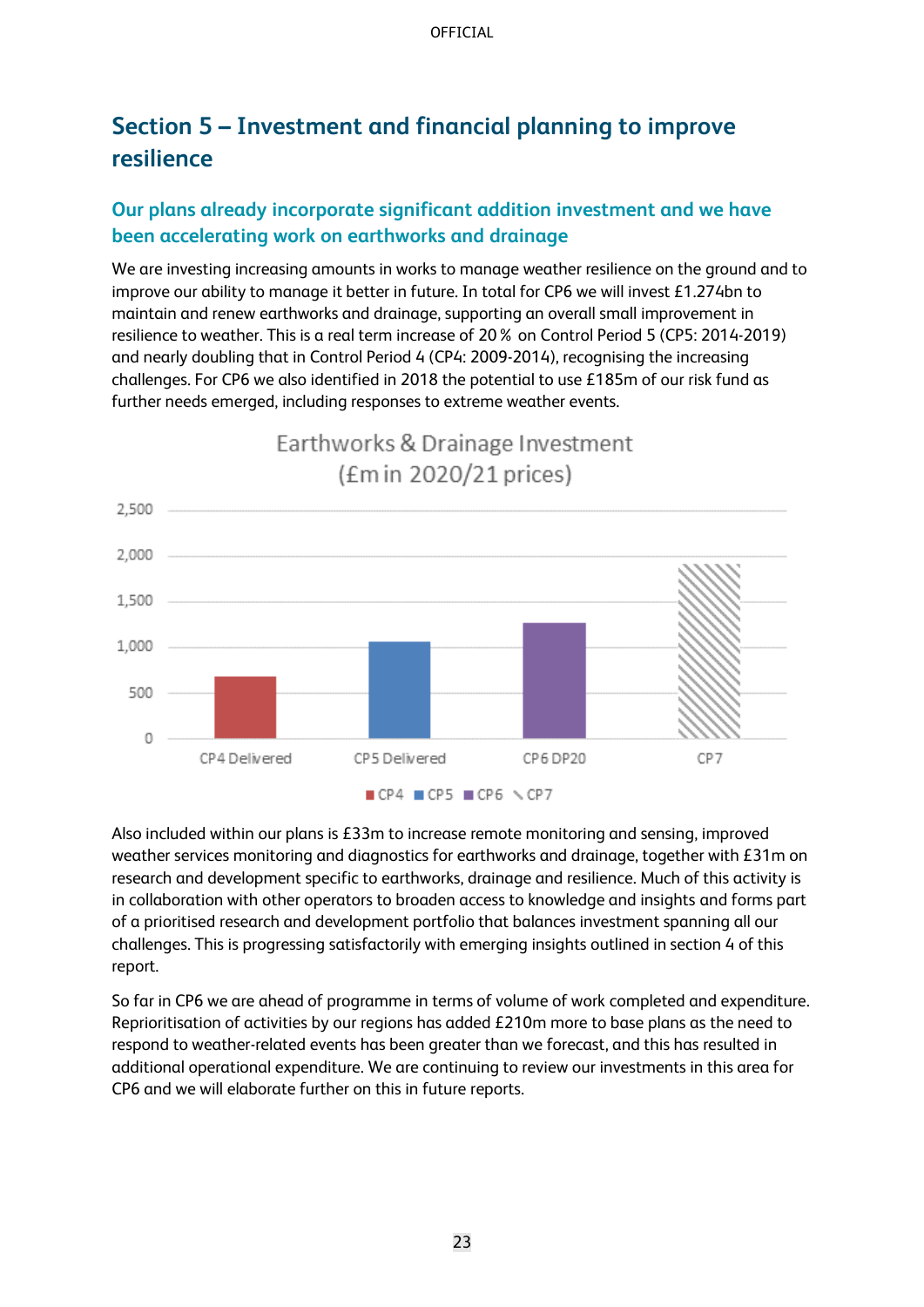## Section 5 – Investment and financial planning to improve resilience

### Our plans already incorporate significant addition investment and we have been accelerating work on earthworks and drainage

We are investing increasing amounts in works to manage weather resilience on the ground and to improve our ability to manage it better in future. In total for CP6 we will invest £1.274bn to maintain and renew earthworks and drainage, supporting an overall small improvement in resilience to weather. This is a real term increase of 20 % on Control Period 5 (CP5: 2014-2019) and nearly doubling that in Control Period 4 (CP4: 2009-2014), recognising the increasing challenges. For CP6 we also identified in 2018 the potential to use £185m of our risk fund as further needs emerged, including responses to extreme weather events.

Earthworks & Drainage Investment (£m in 2020/21 prices)

Also included within our plans is £33m to increase remote monitoring and sensing, improved weather services monitoring and diagnostics for earthworks and drainage, together with £31m on research and development specific to earthworks, drainage and resilience. Much of this activity is in collaboration with other operators to broaden access to knowledge and insights and forms part of a prioritised research and development portfolio that balances investment spanning all our challenges. This is progressing satisfactorily with emerging insights outlined in section 4 of this report.

So far in CP6 we are ahead of programme in terms of volume of work completed and expenditure. Reprioritisation of activities by our regions has added £210m more to base plans as the need to respond to weather-related events has been greater than we forecast, and this has resulted in additional operational expenditure. We are continuing to review our investments in this area for CP6 and we will elaborate further on this in future reports.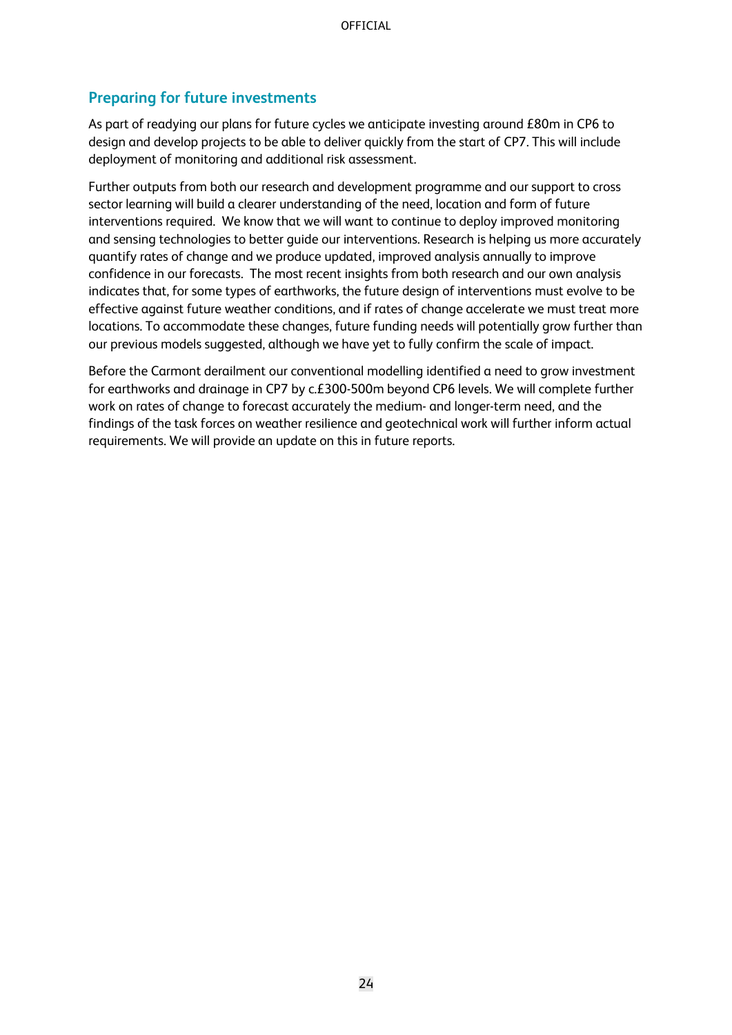## Preparing for future investments

As part of readying our plans for future cycles we anticipate investing around £80m in CP6 to design and develop projects to be able to deliver quickly from the start of CP7. This will include deployment of monitoring and additional risk assessment.

Further outputs from both our research and development programme and our support to cross sector learning will build a clearer understanding of the need, location and form of future interventions required. We know that we will want to continue to deploy improved monitoring and sensing technologies to better guide our interventions. Research is helping us more accurately quantify rates of change and we produce updated, improved analysis annually to improve confidence in our forecasts. The most recent insights from both research and our own analysis indicates that, for some types of earthworks, the future design of interventions must evolve to be effective against future weather conditions, and if rates of change accelerate we must treat more locations. To accommodate these changes, future funding needs will potentially grow further than our previous models suggested, although we have yet to fully confirm the scale of impact.

Before the Carmont derailment our conventional modelling identified a need to grow investment for earthworks and drainage in CP7 by c.£300-500m beyond CP6 levels. We will complete further work on rates of change to forecast accurately the medium- and longer-term need, and the findings of the task forces on weather resilience and geotechnical work will further inform actual requirements. We will provide an update on this in future reports.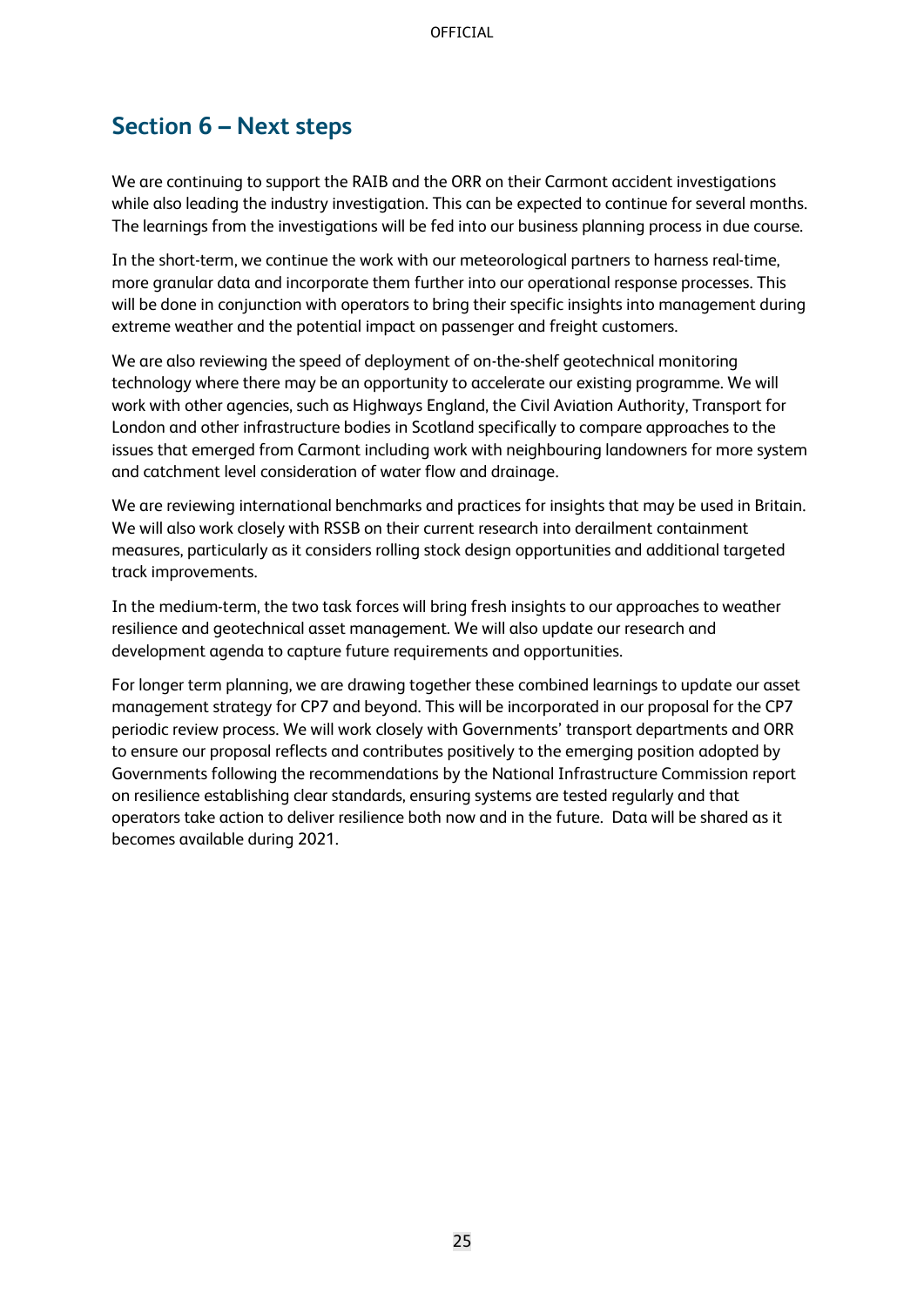## Section 6 – Next steps

We are continuing to support the RAIB and the ORR on their Carmont accident investigations while also leading the industry investigation. This can be expected to continue for several months. The learnings from the investigations will be fed into our business planning process in due course.

In the short-term, we continue the work with our meteorological partners to harness real-time, more granular data and incorporate them further into our operational response processes. This will be done in conjunction with operators to bring their specific insights into management during extreme weather and the potential impact on passenger and freight customers.

We are also reviewing the speed of deployment of on-the-shelf geotechnical monitoring technology where there may be an opportunity to accelerate our existing programme. We will work with other agencies, such as Highways England, the Civil Aviation Authority, Transport for London and other infrastructure bodies in Scotland specifically to compare approaches to the issues that emerged from Carmont including work with neighbouring landowners for more system and catchment level consideration of water flow and drainage.

We are reviewing international benchmarks and practices for insights that may be used in Britain. We will also work closely with RSSB on their current research into derailment containment measures, particularly as it considers rolling stock design opportunities and additional targeted track improvements.

In the medium-term, the two task forces will bring fresh insights to our approaches to weather resilience and geotechnical asset management. We will also update our research and development agenda to capture future requirements and opportunities.

For longer term planning, we are drawing together these combined learnings to update our asset management strategy for CP7 and beyond. This will be incorporated in our proposal for the CP7 periodic review process. We will work closely with Governments' transport departments and ORR to ensure our proposal reflects and contributes positively to the emerging position adopted by Governments following the recommendations by the National Infrastructure Commission report on resilience establishing clear standards, ensuring systems are tested regularly and that operators take action to deliver resilience both now and in the future. Data will be shared as it becomes available during 2021.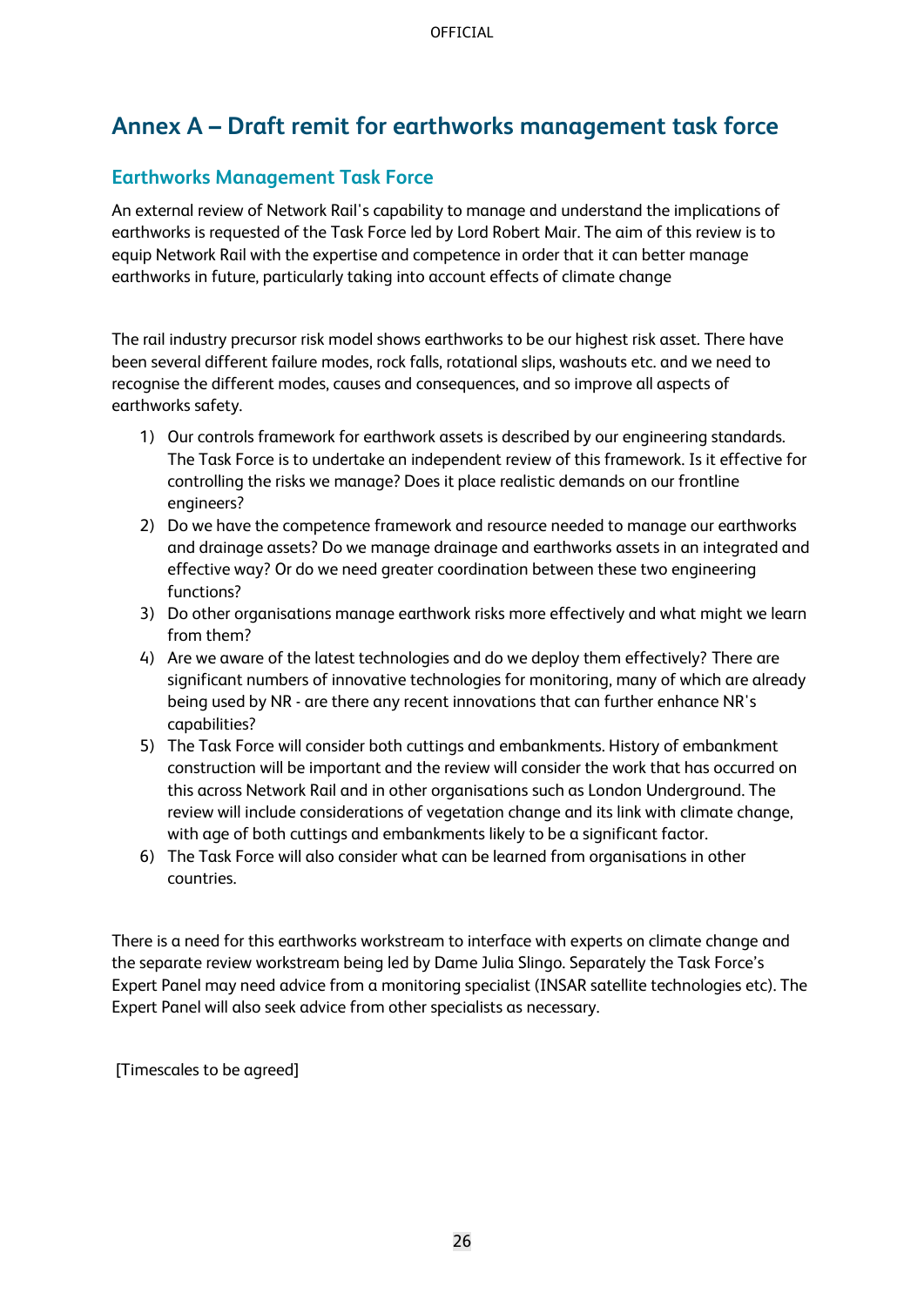# Annex A – Draft remit for earthworks management task force

## Earthworks Management Task Force

An external review of Network Rail's capability to manage and understand the implications of earthworks is requested of the Task Force led by Lord Robert Mair. The aim of this review is to equip Network Rail with the expertise and competence in order that it can better manage earthworks in future, particularly taking into account effects of climate change

The rail industry precursor risk model shows earthworks to be our highest risk asset. There have been several different failure modes, rock falls, rotational slips, washouts etc. and we need to recognise the different modes, causes and consequences, and so improve all aspects of earthworks safety.

1) Our controls framework for earthwork assets is described by our engineering standards. The Task Force is to undertake an independent review of this framework. Is it effective for controlling the risks we manage? Does it place realistic demands on our frontline engineers?
2) Do we have the competence framework and resource needed to manage our earthworks and drainage assets? Do we manage drainage and earthworks assets in an integrated and effective way? Or do we need greater coordination between these two engineering functions?
3) Do other organisations manage earthwork risks more effectively and what might we learn from them?
4) Are we aware of the latest technologies and do we deploy them effectively? There are significant numbers of innovative technologies for monitoring, many of which are already being used by NR - are there any recent innovations that can further enhance NR's capabilities?
5) The Task Force will consider both cuttings and embankments. History of embankment construction will be important and the review will consider the work that has occurred on this across Network Rail and in other organisations such as London Underground. The review will include considerations of vegetation change and its link with climate change, with age of both cuttings and embankments likely to be a significant factor.
6) The Task Force will also consider what can be learned from organisations in other countries.

There is a need for this earthworks workstream to interface with experts on climate change and the separate review workstream being led by Dame Julia Slingo. Separately the Task Force's Expert Panel may need advice from a monitoring specialist (INSAR satellite technologies etc). The Expert Panel will also seek advice from other specialists as necessary.

[Timescales to be agreed]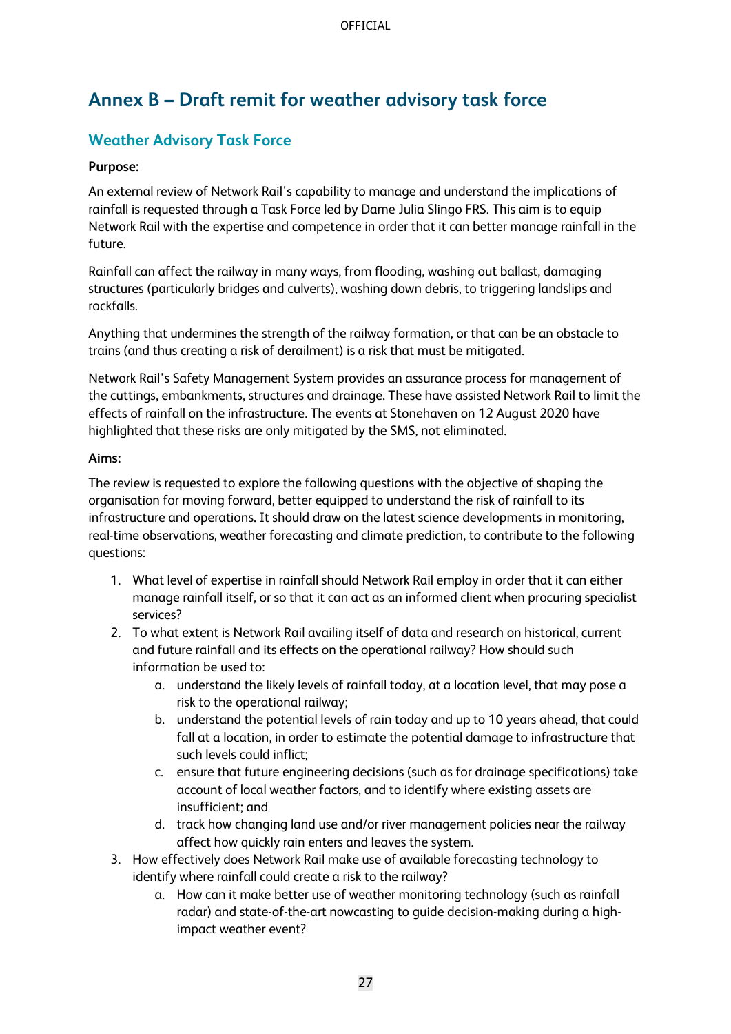# Annex B – Draft remit for weather advisory task force

## Weather Advisory Task Force

**Purpose:**

An external review of Network Rail's capability to manage and understand the implications of rainfall is requested through a Task Force led by Dame Julia Slingo FRS. This aim is to equip Network Rail with the expertise and competence in order that it can better manage rainfall in the future.

Rainfall can affect the railway in many ways, from flooding, washing out ballast, damaging structures (particularly bridges and culverts), washing down debris, to triggering landslips and rockfalls.

Anything that undermines the strength of the railway formation, or that can be an obstacle to trains (and thus creating a risk of derailment) is a risk that must be mitigated.

Network Rail's Safety Management System provides an assurance process for management of the cuttings, embankments, structures and drainage. These have assisted Network Rail to limit the effects of rainfall on the infrastructure. The events at Stonehaven on 12 August 2020 have highlighted that these risks are only mitigated by the SMS, not eliminated.

**Aims:**

The review is requested to explore the following questions with the objective of shaping the organisation for moving forward, better equipped to understand the risk of rainfall to its infrastructure and operations. It should draw on the latest science developments in monitoring, real-time observations, weather forecasting and climate prediction, to contribute to the following questions:

1. What level of expertise in rainfall should Network Rail employ in order that it can either manage rainfall itself, or so that it can act as an informed client when procuring specialist services?
2. To what extent is Network Rail availing itself of data and research on historical, current and future rainfall and its effects on the operational railway? How should such information be used to:
    a. understand the likely levels of rainfall today, at a location level, that may pose a risk to the operational railway;
    b. understand the potential levels of rain today and up to 10 years ahead, that could fall at a location, in order to estimate the potential damage to infrastructure that such levels could inflict;
    c. ensure that future engineering decisions (such as for drainage specifications) take account of local weather factors, and to identify where existing assets are insufficient; and
    d. track how changing land use and/or river management policies near the railway affect how quickly rain enters and leaves the system.
3. How effectively does Network Rail make use of available forecasting technology to identify where rainfall could create a risk to the railway?
    a. How can it make better use of weather monitoring technology (such as rainfall radar) and state-of-the-art nowcasting to guide decision-making during a high-impact weather event?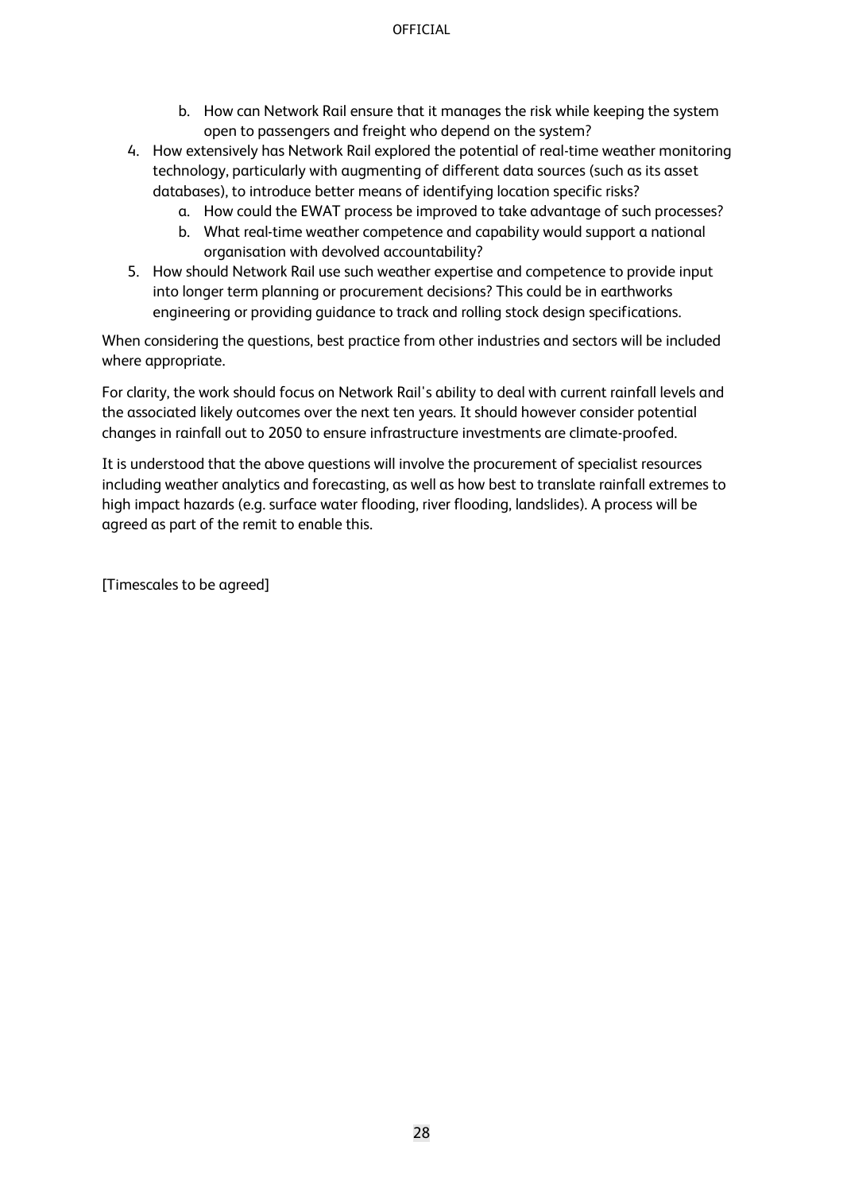b. How can Network Rail ensure that it manages the risk while keeping the system open to passengers and freight who depend on the system?

4. How extensively has Network Rail explored the potential of real-time weather monitoring technology, particularly with augmenting of different data sources (such as its asset databases), to introduce better means of identifying location specific risks?
   a. How could the EWAT process be improved to take advantage of such processes?
   b. What real-time weather competence and capability would support a national organisation with devolved accountability?
5. How should Network Rail use such weather expertise and competence to provide input into longer term planning or procurement decisions? This could be in earthworks engineering or providing guidance to track and rolling stock design specifications.

When considering the questions, best practice from other industries and sectors will be included where appropriate.

For clarity, the work should focus on Network Rail's ability to deal with current rainfall levels and the associated likely outcomes over the next ten years. It should however consider potential changes in rainfall out to 2050 to ensure infrastructure investments are climate-proofed.

It is understood that the above questions will involve the procurement of specialist resources including weather analytics and forecasting, as well as how best to translate rainfall extremes to high impact hazards (e.g. surface water flooding, river flooding, landslides). A process will be agreed as part of the remit to enable this.

[Timescales to be agreed]